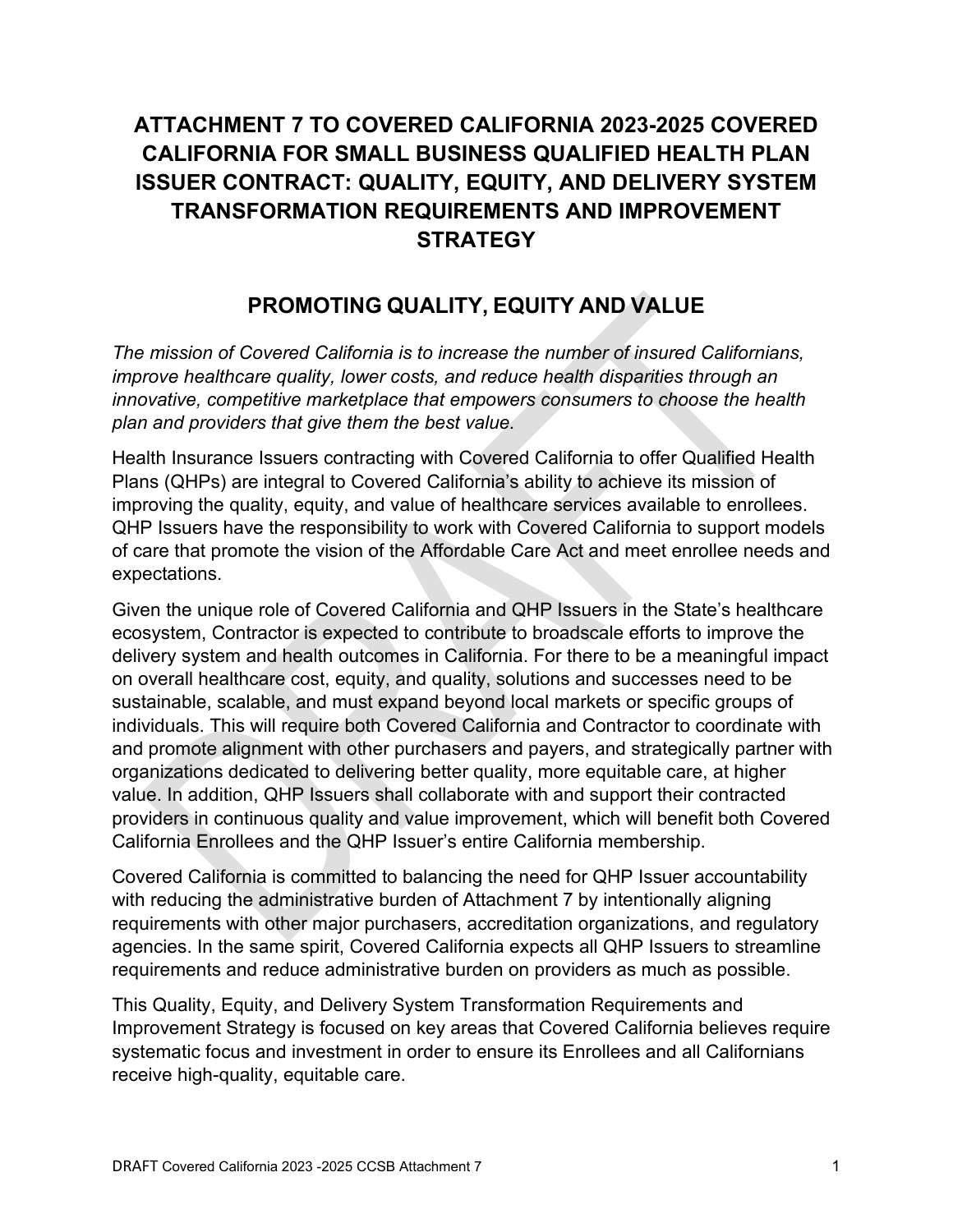# ATTACHMENT 7 TO COVERED CALIFORNIA 2023-2025 COVERED CALIFORNIA FOR SMALL BUSINESS QUALIFIED HEALTH PLAN ISSUER CONTRACT: QUALITY, EQUITY, AND DELIVERY SYSTEM TRANSFORMATION REQUIREMENTS AND IMPROVEMENT STRATEGY

## PROMOTING QUALITY, EQUITY AND VALUE

*The mission of Covered California is to increase the number of insured Californians, improve healthcare quality, lower costs, and reduce health disparities through an innovative, competitive marketplace that empowers consumers to choose the health plan and providers that give them the best value.*

Health Insurance Issuers contracting with Covered California to offer Qualified Health Plans (QHPs) are integral to Covered California's ability to achieve its mission of improving the quality, equity, and value of healthcare services available to enrollees. QHP Issuers have the responsibility to work with Covered California to support models of care that promote the vision of the Affordable Care Act and meet enrollee needs and expectations.

Given the unique role of Covered California and QHP Issuers in the State's healthcare ecosystem, Contractor is expected to contribute to broadscale efforts to improve the delivery system and health outcomes in California. For there to be a meaningful impact on overall healthcare cost, equity, and quality, solutions and successes need to be sustainable, scalable, and must expand beyond local markets or specific groups of individuals. This will require both Covered California and Contractor to coordinate with and promote alignment with other purchasers and payers, and strategically partner with organizations dedicated to delivering better quality, more equitable care, at higher value. In addition, QHP Issuers shall collaborate with and support their contracted providers in continuous quality and value improvement, which will benefit both Covered California Enrollees and the QHP Issuer's entire California membership.

Covered California is committed to balancing the need for QHP Issuer accountability with reducing the administrative burden of Attachment 7 by intentionally aligning requirements with other major purchasers, accreditation organizations, and regulatory agencies. In the same spirit, Covered California expects all QHP Issuers to streamline requirements and reduce administrative burden on providers as much as possible.

This Quality, Equity, and Delivery System Transformation Requirements and Improvement Strategy is focused on key areas that Covered California believes require systematic focus and investment in order to ensure its Enrollees and all Californians receive high-quality, equitable care.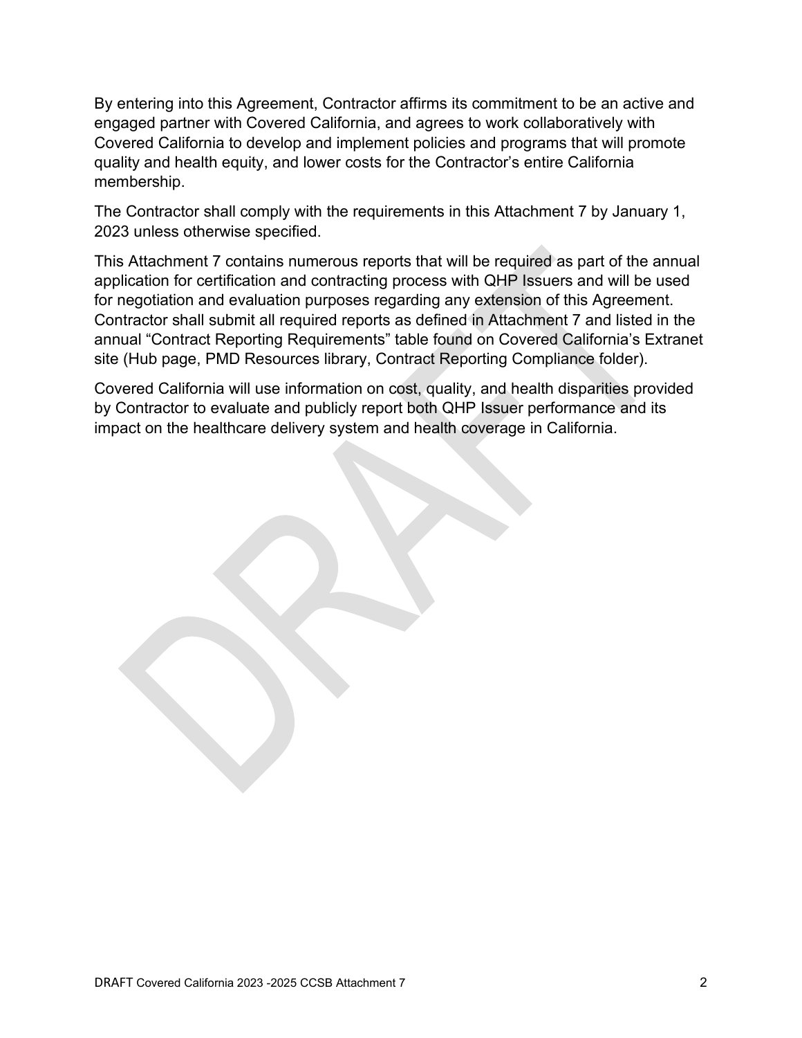By entering into this Agreement, Contractor affirms its commitment to be an active and engaged partner with Covered California, and agrees to work collaboratively with Covered California to develop and implement policies and programs that will promote quality and health equity, and lower costs for the Contractor's entire California membership.

The Contractor shall comply with the requirements in this Attachment 7 by January 1, 2023 unless otherwise specified.

This Attachment 7 contains numerous reports that will be required as part of the annual application for certification and contracting process with QHP Issuers and will be used for negotiation and evaluation purposes regarding any extension of this Agreement. Contractor shall submit all required reports as defined in Attachment 7 and listed in the annual "Contract Reporting Requirements" table found on Covered California's Extranet site (Hub page, PMD Resources library, Contract Reporting Compliance folder).

Covered California will use information on cost, quality, and health disparities provided by Contractor to evaluate and publicly report both QHP Issuer performance and its impact on the healthcare delivery system and health coverage in California.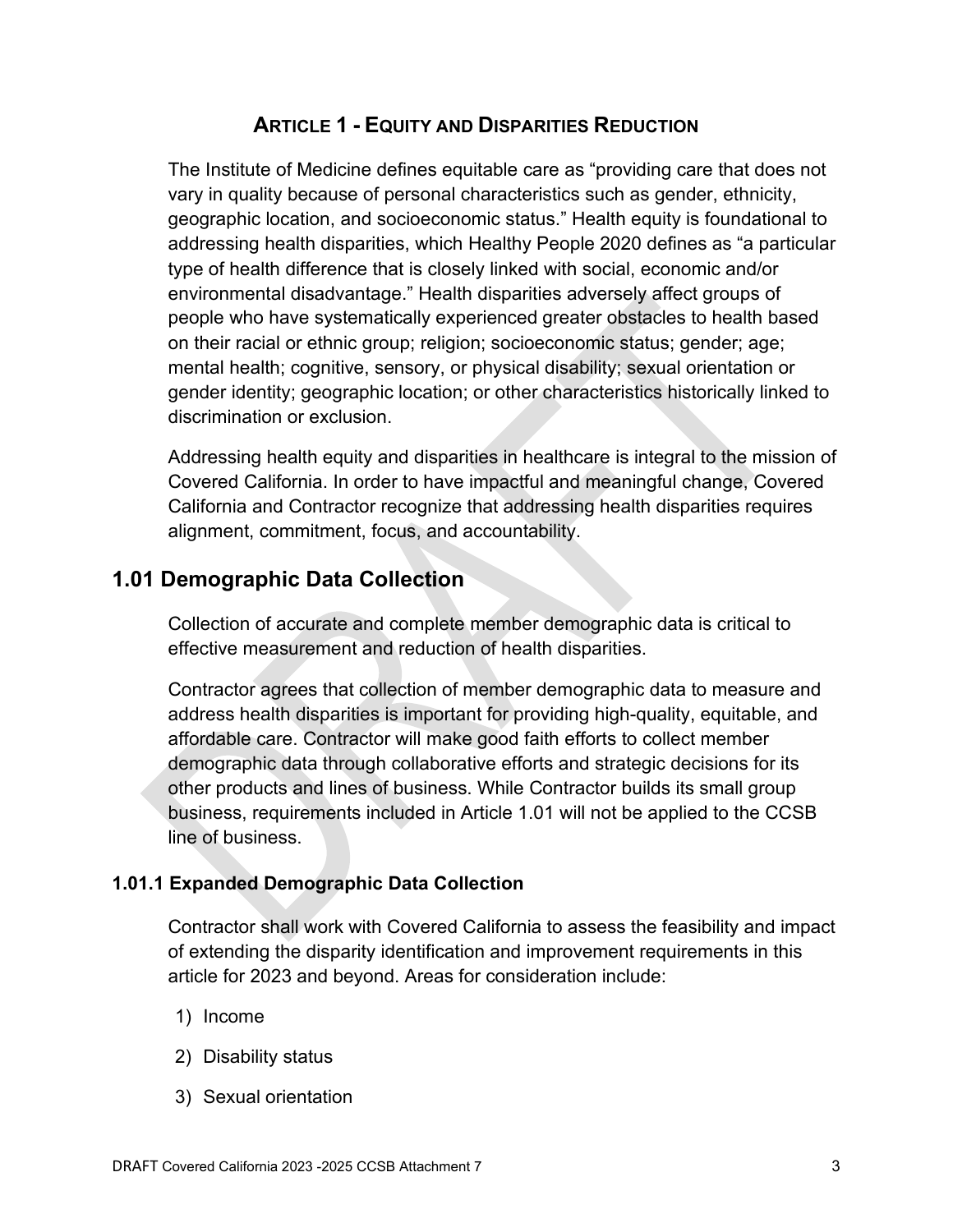# ARTICLE 1 - EQUITY AND DISPARITIES REDUCTION

The Institute of Medicine defines equitable care as "providing care that does not vary in quality because of personal characteristics such as gender, ethnicity, geographic location, and socioeconomic status." Health equity is foundational to addressing health disparities, which Healthy People 2020 defines as "a particular type of health difference that is closely linked with social, economic and/or environmental disadvantage." Health disparities adversely affect groups of people who have systematically experienced greater obstacles to health based on their racial or ethnic group; religion; socioeconomic status; gender; age; mental health; cognitive, sensory, or physical disability; sexual orientation or gender identity; geographic location; or other characteristics historically linked to discrimination or exclusion.

Addressing health equity and disparities in healthcare is integral to the mission of Covered California. In order to have impactful and meaningful change, Covered California and Contractor recognize that addressing health disparities requires alignment, commitment, focus, and accountability.

## 1.01 Demographic Data Collection

Collection of accurate and complete member demographic data is critical to effective measurement and reduction of health disparities.

Contractor agrees that collection of member demographic data to measure and address health disparities is important for providing high-quality, equitable, and affordable care. Contractor will make good faith efforts to collect member demographic data through collaborative efforts and strategic decisions for its other products and lines of business. While Contractor builds its small group business, requirements included in Article 1.01 will not be applied to the CCSB line of business.

### 1.01.1 Expanded Demographic Data Collection

Contractor shall work with Covered California to assess the feasibility and impact of extending the disparity identification and improvement requirements in this article for 2023 and beyond. Areas for consideration include:

1) Income
2) Disability status
3) Sexual orientation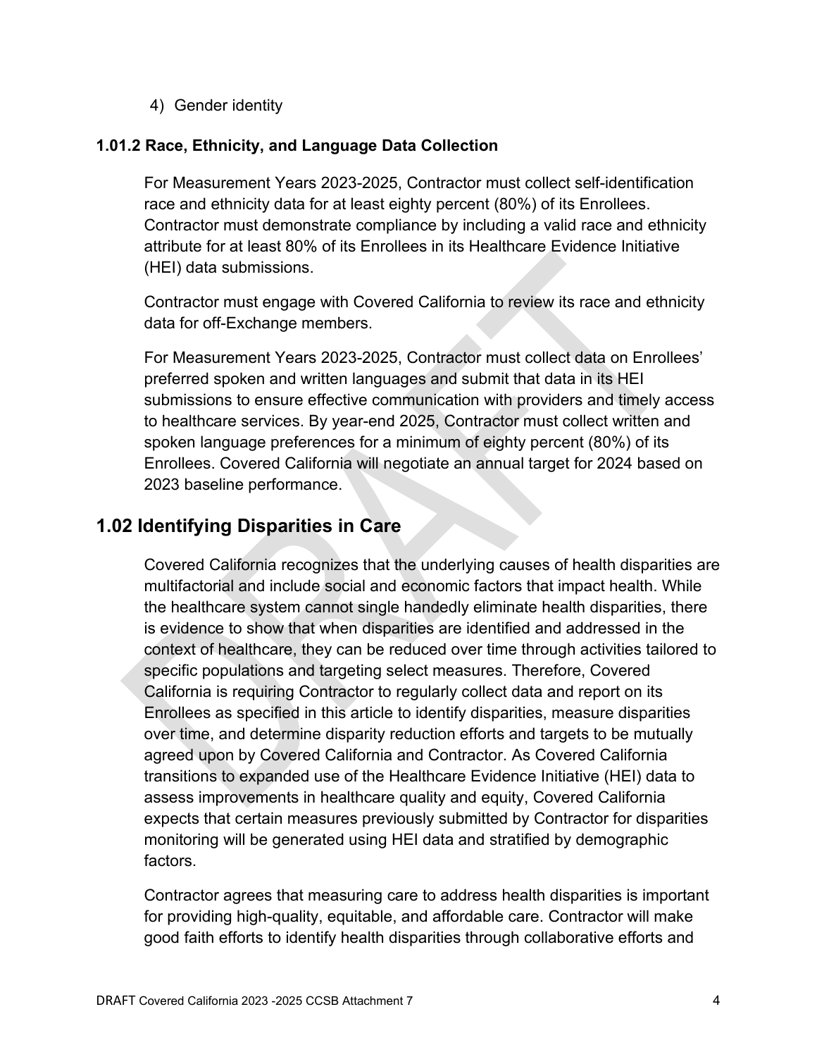4) Gender identity

### 1.01.2 Race, Ethnicity, and Language Data Collection

For Measurement Years 2023-2025, Contractor must collect self-identification race and ethnicity data for at least eighty percent (80%) of its Enrollees. Contractor must demonstrate compliance by including a valid race and ethnicity attribute for at least 80% of its Enrollees in its Healthcare Evidence Initiative (HEI) data submissions.

Contractor must engage with Covered California to review its race and ethnicity data for off-Exchange members.

For Measurement Years 2023-2025, Contractor must collect data on Enrollees' preferred spoken and written languages and submit that data in its HEI submissions to ensure effective communication with providers and timely access to healthcare services. By year-end 2025, Contractor must collect written and spoken language preferences for a minimum of eighty percent (80%) of its Enrollees. Covered California will negotiate an annual target for 2024 based on 2023 baseline performance.

## 1.02 Identifying Disparities in Care

Covered California recognizes that the underlying causes of health disparities are multifactorial and include social and economic factors that impact health. While the healthcare system cannot single handedly eliminate health disparities, there is evidence to show that when disparities are identified and addressed in the context of healthcare, they can be reduced over time through activities tailored to specific populations and targeting select measures. Therefore, Covered California is requiring Contractor to regularly collect data and report on its Enrollees as specified in this article to identify disparities, measure disparities over time, and determine disparity reduction efforts and targets to be mutually agreed upon by Covered California and Contractor. As Covered California transitions to expanded use of the Healthcare Evidence Initiative (HEI) data to assess improvements in healthcare quality and equity, Covered California expects that certain measures previously submitted by Contractor for disparities monitoring will be generated using HEI data and stratified by demographic factors.

Contractor agrees that measuring care to address health disparities is important for providing high-quality, equitable, and affordable care. Contractor will make good faith efforts to identify health disparities through collaborative efforts and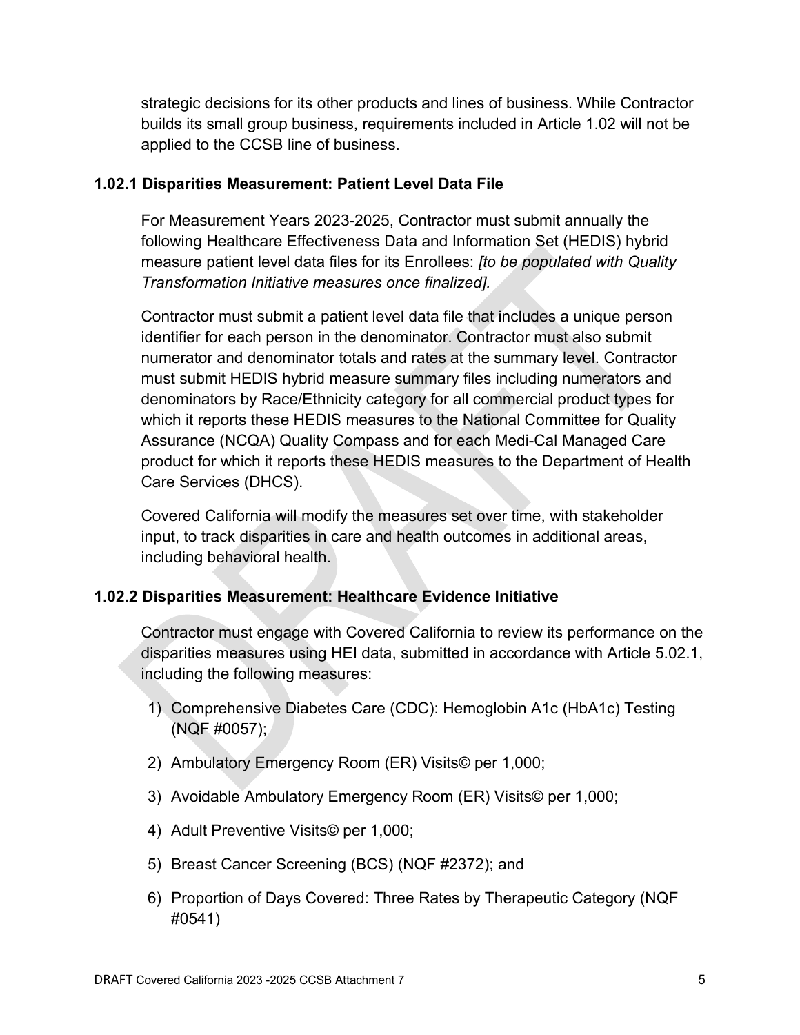strategic decisions for its other products and lines of business. While Contractor builds its small group business, requirements included in Article 1.02 will not be applied to the CCSB line of business.

### 1.02.1 Disparities Measurement: Patient Level Data File

For Measurement Years 2023-2025, Contractor must submit annually the following Healthcare Effectiveness Data and Information Set (HEDIS) hybrid measure patient level data files for its Enrollees: *[to be populated with Quality Transformation Initiative measures once finalized].*

Contractor must submit a patient level data file that includes a unique person identifier for each person in the denominator. Contractor must also submit numerator and denominator totals and rates at the summary level. Contractor must submit HEDIS hybrid measure summary files including numerators and denominators by Race/Ethnicity category for all commercial product types for which it reports these HEDIS measures to the National Committee for Quality Assurance (NCQA) Quality Compass and for each Medi-Cal Managed Care product for which it reports these HEDIS measures to the Department of Health Care Services (DHCS).

Covered California will modify the measures set over time, with stakeholder input, to track disparities in care and health outcomes in additional areas, including behavioral health.

### 1.02.2 Disparities Measurement: Healthcare Evidence Initiative

Contractor must engage with Covered California to review its performance on the disparities measures using HEI data, submitted in accordance with Article 5.02.1, including the following measures:

1) Comprehensive Diabetes Care (CDC): Hemoglobin A1c (HbA1c) Testing (NQF #0057);
2) Ambulatory Emergency Room (ER) Visits© per 1,000;
3) Avoidable Ambulatory Emergency Room (ER) Visits© per 1,000;
4) Adult Preventive Visits© per 1,000;
5) Breast Cancer Screening (BCS) (NQF #2372); and
6) Proportion of Days Covered: Three Rates by Therapeutic Category (NQF #0541)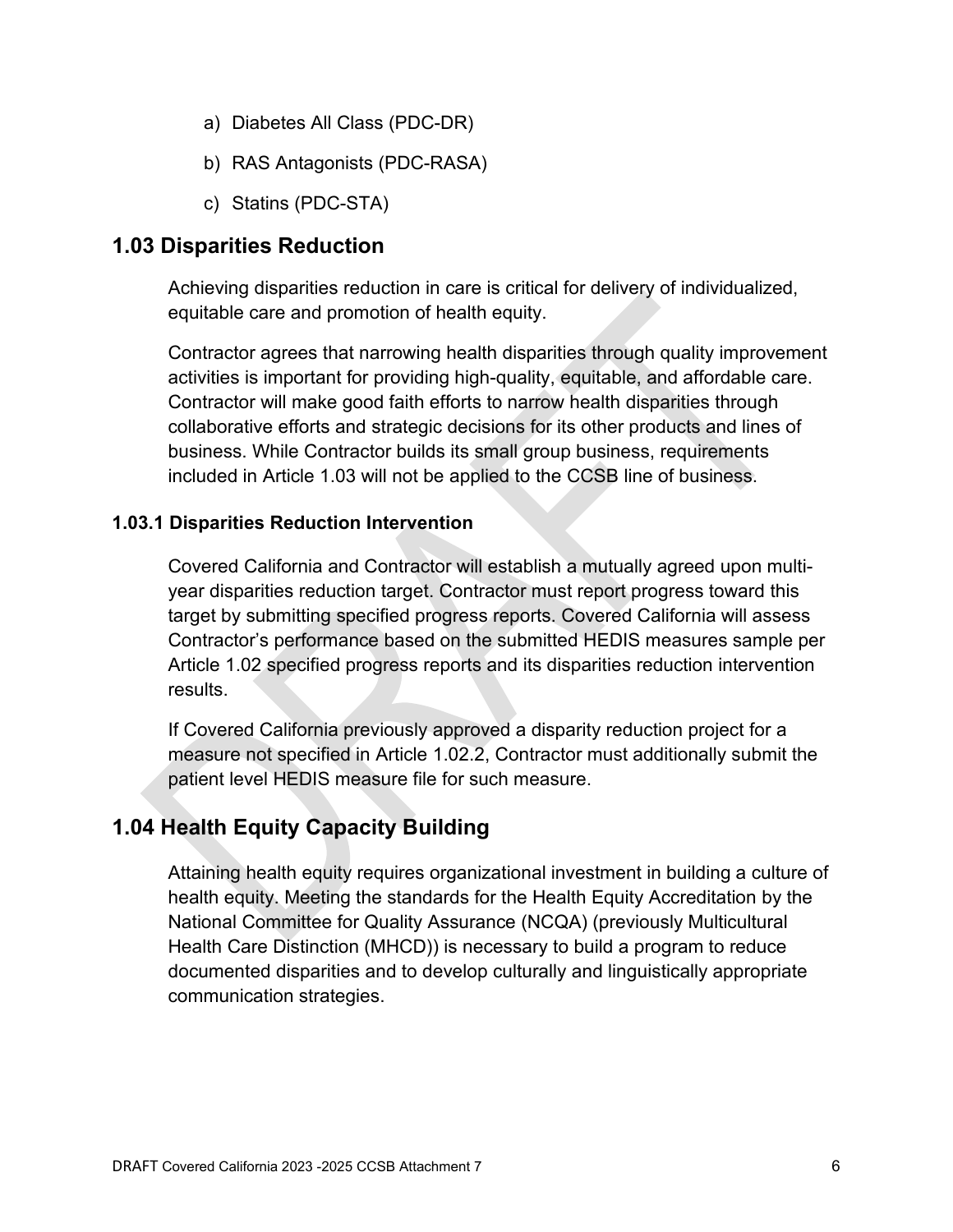a) Diabetes All Class (PDC-DR)

b) RAS Antagonists (PDC-RASA)

c) Statins (PDC-STA)

## 1.03 Disparities Reduction

Achieving disparities reduction in care is critical for delivery of individualized, equitable care and promotion of health equity.

Contractor agrees that narrowing health disparities through quality improvement activities is important for providing high-quality, equitable, and affordable care. Contractor will make good faith efforts to narrow health disparities through collaborative efforts and strategic decisions for its other products and lines of business. While Contractor builds its small group business, requirements included in Article 1.03 will not be applied to the CCSB line of business.

### 1.03.1 Disparities Reduction Intervention

Covered California and Contractor will establish a mutually agreed upon multi-year disparities reduction target. Contractor must report progress toward this target by submitting specified progress reports. Covered California will assess Contractor's performance based on the submitted HEDIS measures sample per Article 1.02 specified progress reports and its disparities reduction intervention results.

If Covered California previously approved a disparity reduction project for a measure not specified in Article 1.02.2, Contractor must additionally submit the patient level HEDIS measure file for such measure.

## 1.04 Health Equity Capacity Building

Attaining health equity requires organizational investment in building a culture of health equity. Meeting the standards for the Health Equity Accreditation by the National Committee for Quality Assurance (NCQA) (previously Multicultural Health Care Distinction (MHCD)) is necessary to build a program to reduce documented disparities and to develop culturally and linguistically appropriate communication strategies.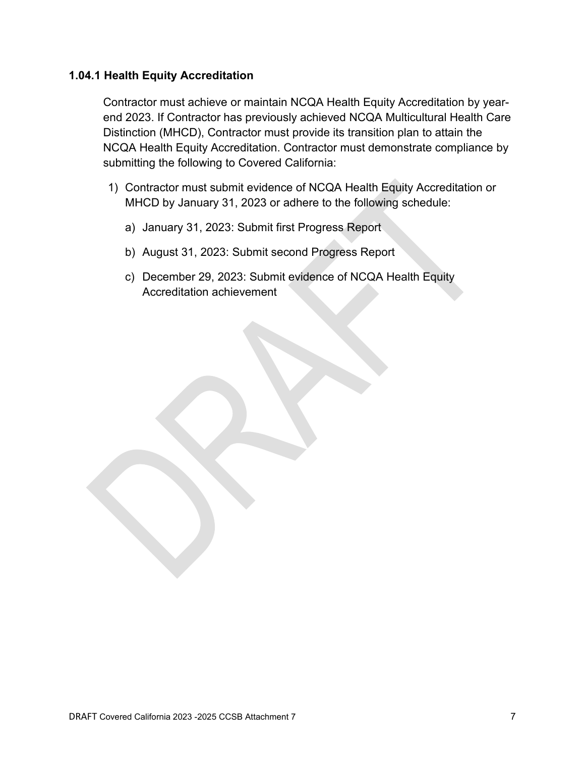### 1.04.1 Health Equity Accreditation

Contractor must achieve or maintain NCQA Health Equity Accreditation by year-end 2023. If Contractor has previously achieved NCQA Multicultural Health Care Distinction (MHCD), Contractor must provide its transition plan to attain the NCQA Health Equity Accreditation. Contractor must demonstrate compliance by submitting the following to Covered California:

1) Contractor must submit evidence of NCQA Health Equity Accreditation or MHCD by January 31, 2023 or adhere to the following schedule:
   a) January 31, 2023: Submit first Progress Report
   b) August 31, 2023: Submit second Progress Report
   c) December 29, 2023: Submit evidence of NCQA Health Equity Accreditation achievement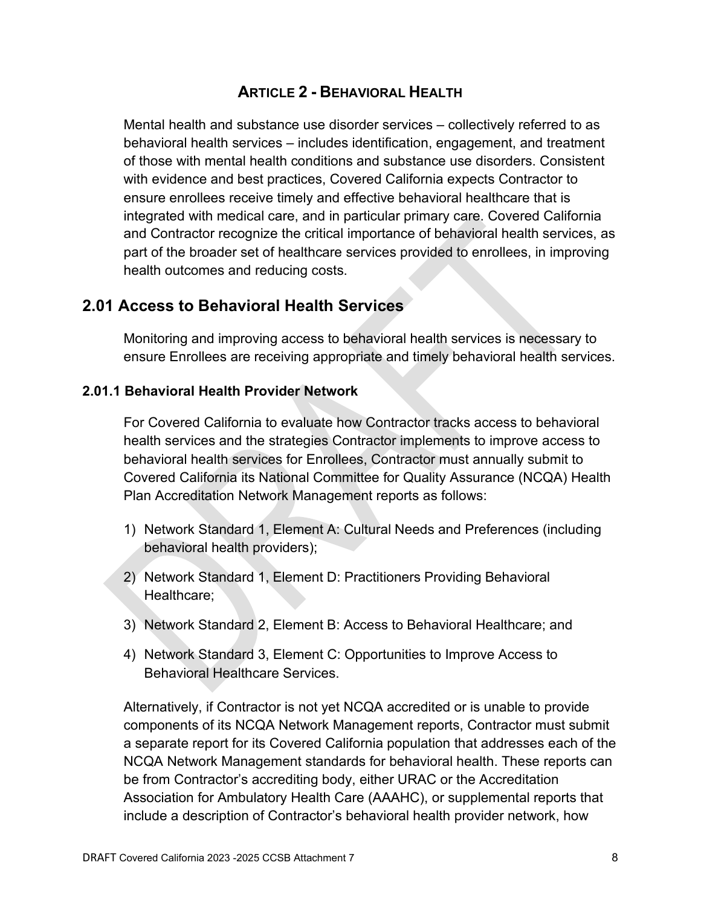# ARTICLE 2 - BEHAVIORAL HEALTH

Mental health and substance use disorder services – collectively referred to as behavioral health services – includes identification, engagement, and treatment of those with mental health conditions and substance use disorders. Consistent with evidence and best practices, Covered California expects Contractor to ensure enrollees receive timely and effective behavioral healthcare that is integrated with medical care, and in particular primary care. Covered California and Contractor recognize the critical importance of behavioral health services, as part of the broader set of healthcare services provided to enrollees, in improving health outcomes and reducing costs.

## 2.01 Access to Behavioral Health Services

Monitoring and improving access to behavioral health services is necessary to ensure Enrollees are receiving appropriate and timely behavioral health services.

### 2.01.1 Behavioral Health Provider Network

For Covered California to evaluate how Contractor tracks access to behavioral health services and the strategies Contractor implements to improve access to behavioral health services for Enrollees, Contractor must annually submit to Covered California its National Committee for Quality Assurance (NCQA) Health Plan Accreditation Network Management reports as follows:

1) Network Standard 1, Element A: Cultural Needs and Preferences (including behavioral health providers);
2) Network Standard 1, Element D: Practitioners Providing Behavioral Healthcare;
3) Network Standard 2, Element B: Access to Behavioral Healthcare; and
4) Network Standard 3, Element C: Opportunities to Improve Access to Behavioral Healthcare Services.

Alternatively, if Contractor is not yet NCQA accredited or is unable to provide components of its NCQA Network Management reports, Contractor must submit a separate report for its Covered California population that addresses each of the NCQA Network Management standards for behavioral health. These reports can be from Contractor's accrediting body, either URAC or the Accreditation Association for Ambulatory Health Care (AAAHC), or supplemental reports that include a description of Contractor's behavioral health provider network, how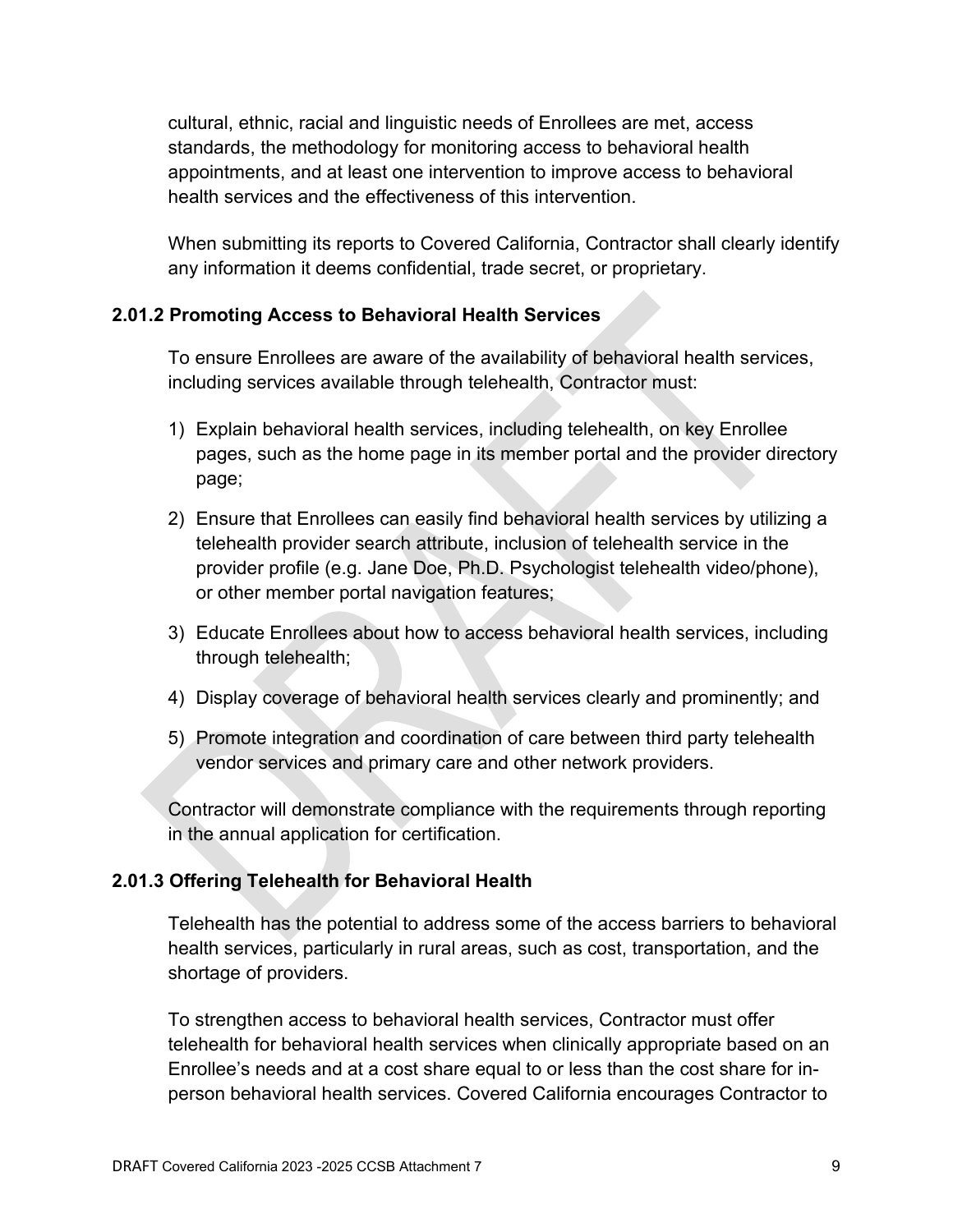cultural, ethnic, racial and linguistic needs of Enrollees are met, access standards, the methodology for monitoring access to behavioral health appointments, and at least one intervention to improve access to behavioral health services and the effectiveness of this intervention.

When submitting its reports to Covered California, Contractor shall clearly identify any information it deems confidential, trade secret, or proprietary.

### 2.01.2 Promoting Access to Behavioral Health Services

To ensure Enrollees are aware of the availability of behavioral health services, including services available through telehealth, Contractor must:

1) Explain behavioral health services, including telehealth, on key Enrollee pages, such as the home page in its member portal and the provider directory page;
2) Ensure that Enrollees can easily find behavioral health services by utilizing a telehealth provider search attribute, inclusion of telehealth service in the provider profile (e.g. Jane Doe, Ph.D. Psychologist telehealth video/phone), or other member portal navigation features;
3) Educate Enrollees about how to access behavioral health services, including through telehealth;
4) Display coverage of behavioral health services clearly and prominently; and
5) Promote integration and coordination of care between third party telehealth vendor services and primary care and other network providers.

Contractor will demonstrate compliance with the requirements through reporting in the annual application for certification.

### 2.01.3 Offering Telehealth for Behavioral Health

Telehealth has the potential to address some of the access barriers to behavioral health services, particularly in rural areas, such as cost, transportation, and the shortage of providers.

To strengthen access to behavioral health services, Contractor must offer telehealth for behavioral health services when clinically appropriate based on an Enrollee's needs and at a cost share equal to or less than the cost share for in-person behavioral health services. Covered California encourages Contractor to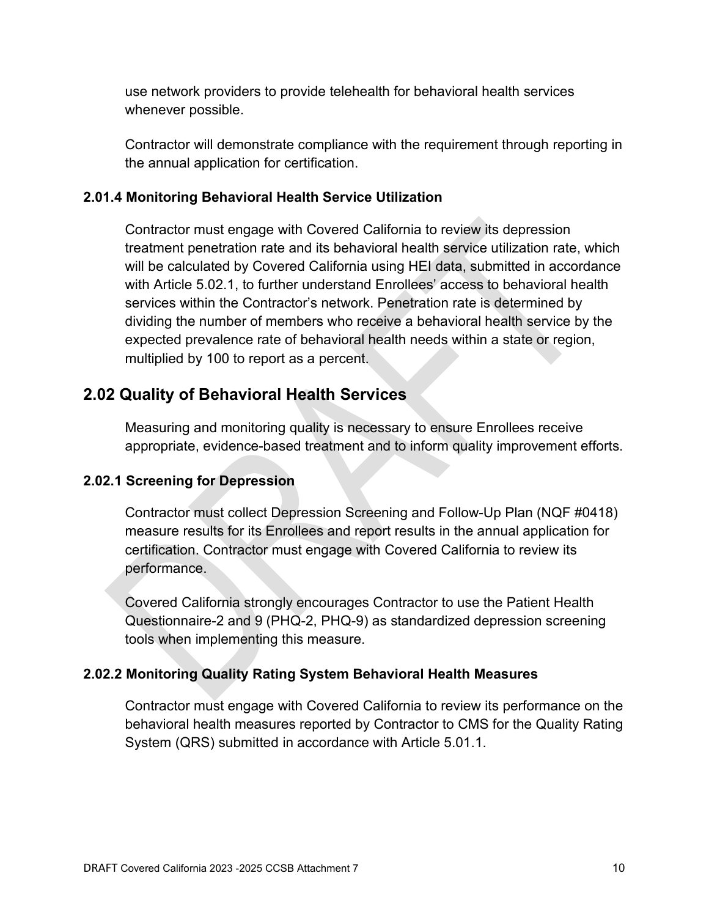use network providers to provide telehealth for behavioral health services whenever possible.

Contractor will demonstrate compliance with the requirement through reporting in the annual application for certification.

### 2.01.4 Monitoring Behavioral Health Service Utilization

Contractor must engage with Covered California to review its depression treatment penetration rate and its behavioral health service utilization rate, which will be calculated by Covered California using HEI data, submitted in accordance with Article 5.02.1, to further understand Enrollees' access to behavioral health services within the Contractor's network. Penetration rate is determined by dividing the number of members who receive a behavioral health service by the expected prevalence rate of behavioral health needs within a state or region, multiplied by 100 to report as a percent.

## 2.02 Quality of Behavioral Health Services

Measuring and monitoring quality is necessary to ensure Enrollees receive appropriate, evidence-based treatment and to inform quality improvement efforts.

### 2.02.1 Screening for Depression

Contractor must collect Depression Screening and Follow-Up Plan (NQF #0418) measure results for its Enrollees and report results in the annual application for certification. Contractor must engage with Covered California to review its performance.

Covered California strongly encourages Contractor to use the Patient Health Questionnaire-2 and 9 (PHQ-2, PHQ-9) as standardized depression screening tools when implementing this measure.

### 2.02.2 Monitoring Quality Rating System Behavioral Health Measures

Contractor must engage with Covered California to review its performance on the behavioral health measures reported by Contractor to CMS for the Quality Rating System (QRS) submitted in accordance with Article 5.01.1.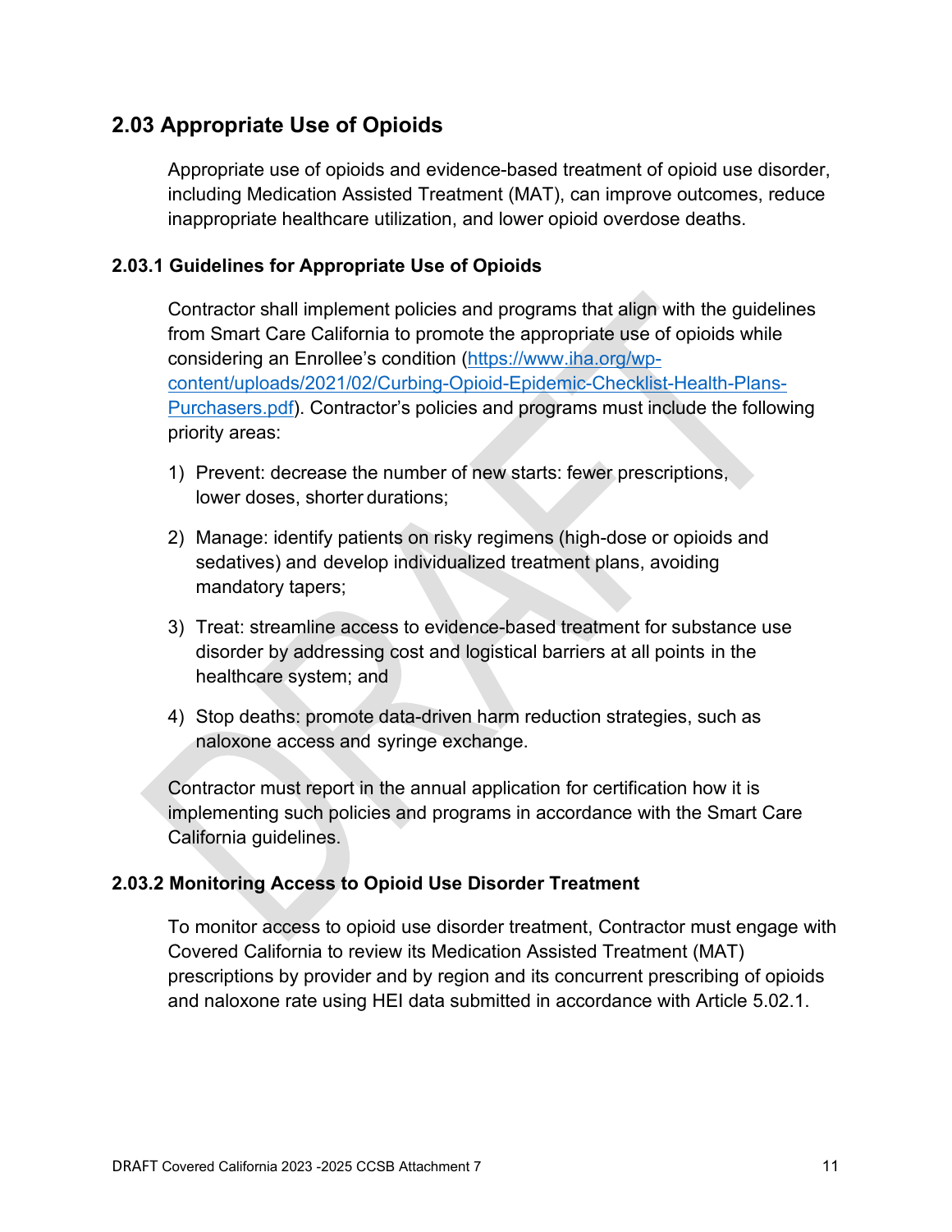## 2.03 Appropriate Use of Opioids

Appropriate use of opioids and evidence-based treatment of opioid use disorder, including Medication Assisted Treatment (MAT), can improve outcomes, reduce inappropriate healthcare utilization, and lower opioid overdose deaths.

### 2.03.1 Guidelines for Appropriate Use of Opioids

Contractor shall implement policies and programs that align with the guidelines from Smart Care California to promote the appropriate use of opioids while considering an Enrollee's condition (https://www.iha.org/wp-content/uploads/2021/02/Curbing-Opioid-Epidemic-Checklist-Health-Plans-Purchasers.pdf). Contractor's policies and programs must include the following priority areas:

1) Prevent: decrease the number of new starts: fewer prescriptions, lower doses, shorter durations;
2) Manage: identify patients on risky regimens (high-dose or opioids and sedatives) and develop individualized treatment plans, avoiding mandatory tapers;
3) Treat: streamline access to evidence-based treatment for substance use disorder by addressing cost and logistical barriers at all points in the healthcare system; and
4) Stop deaths: promote data-driven harm reduction strategies, such as naloxone access and syringe exchange.

Contractor must report in the annual application for certification how it is implementing such policies and programs in accordance with the Smart Care California guidelines.

### 2.03.2 Monitoring Access to Opioid Use Disorder Treatment

To monitor access to opioid use disorder treatment, Contractor must engage with Covered California to review its Medication Assisted Treatment (MAT) prescriptions by provider and by region and its concurrent prescribing of opioids and naloxone rate using HEI data submitted in accordance with Article 5.02.1.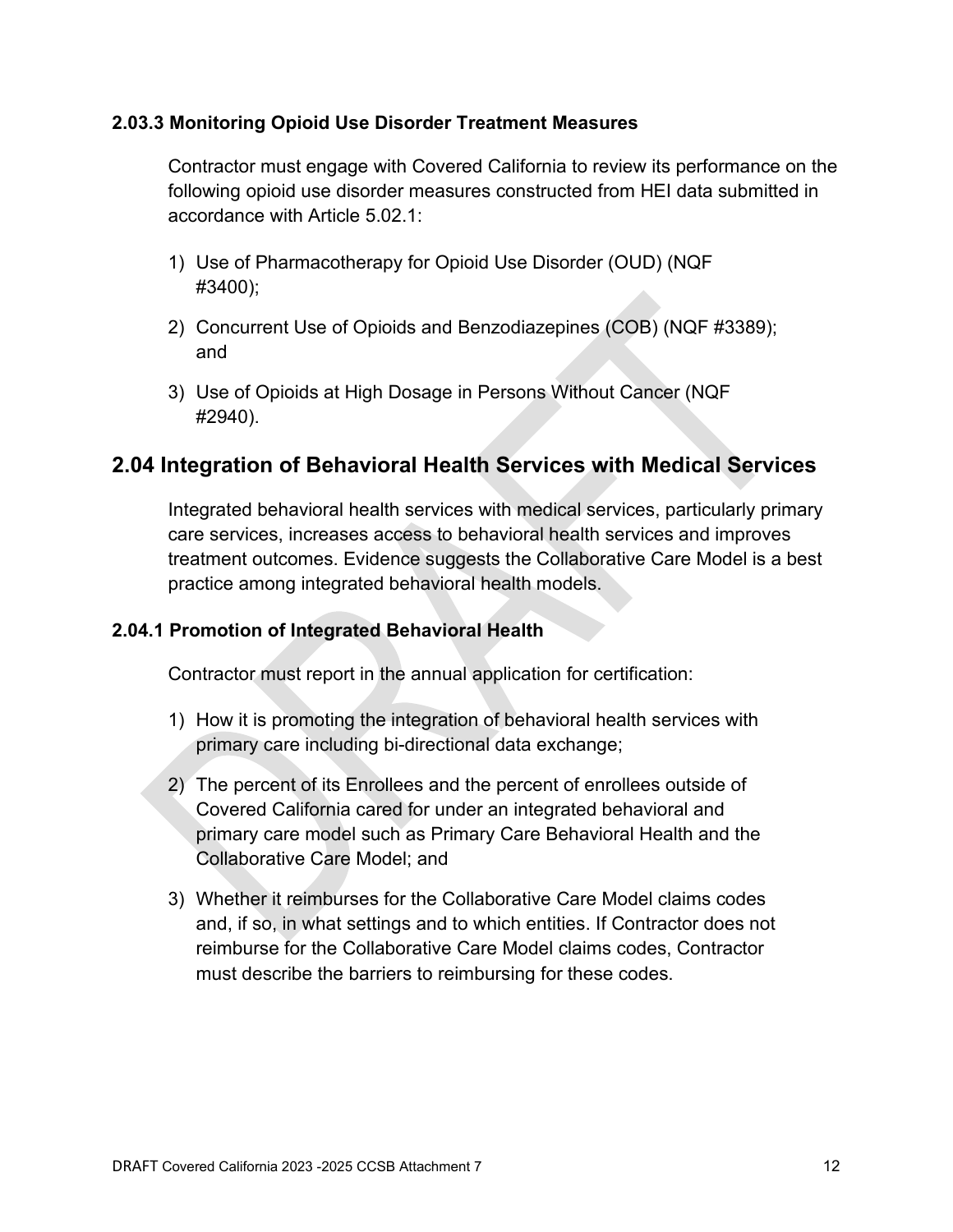### 2.03.3 Monitoring Opioid Use Disorder Treatment Measures

Contractor must engage with Covered California to review its performance on the following opioid use disorder measures constructed from HEI data submitted in accordance with Article 5.02.1:

1) Use of Pharmacotherapy for Opioid Use Disorder (OUD) (NQF #3400);
2) Concurrent Use of Opioids and Benzodiazepines (COB) (NQF #3389); and
3) Use of Opioids at High Dosage in Persons Without Cancer (NQF #2940).

## 2.04 Integration of Behavioral Health Services with Medical Services

Integrated behavioral health services with medical services, particularly primary care services, increases access to behavioral health services and improves treatment outcomes. Evidence suggests the Collaborative Care Model is a best practice among integrated behavioral health models.

### 2.04.1 Promotion of Integrated Behavioral Health

Contractor must report in the annual application for certification:

1) How it is promoting the integration of behavioral health services with primary care including bi-directional data exchange;
2) The percent of its Enrollees and the percent of enrollees outside of Covered California cared for under an integrated behavioral and primary care model such as Primary Care Behavioral Health and the Collaborative Care Model; and
3) Whether it reimburses for the Collaborative Care Model claims codes and, if so, in what settings and to which entities. If Contractor does not reimburse for the Collaborative Care Model claims codes, Contractor must describe the barriers to reimbursing for these codes.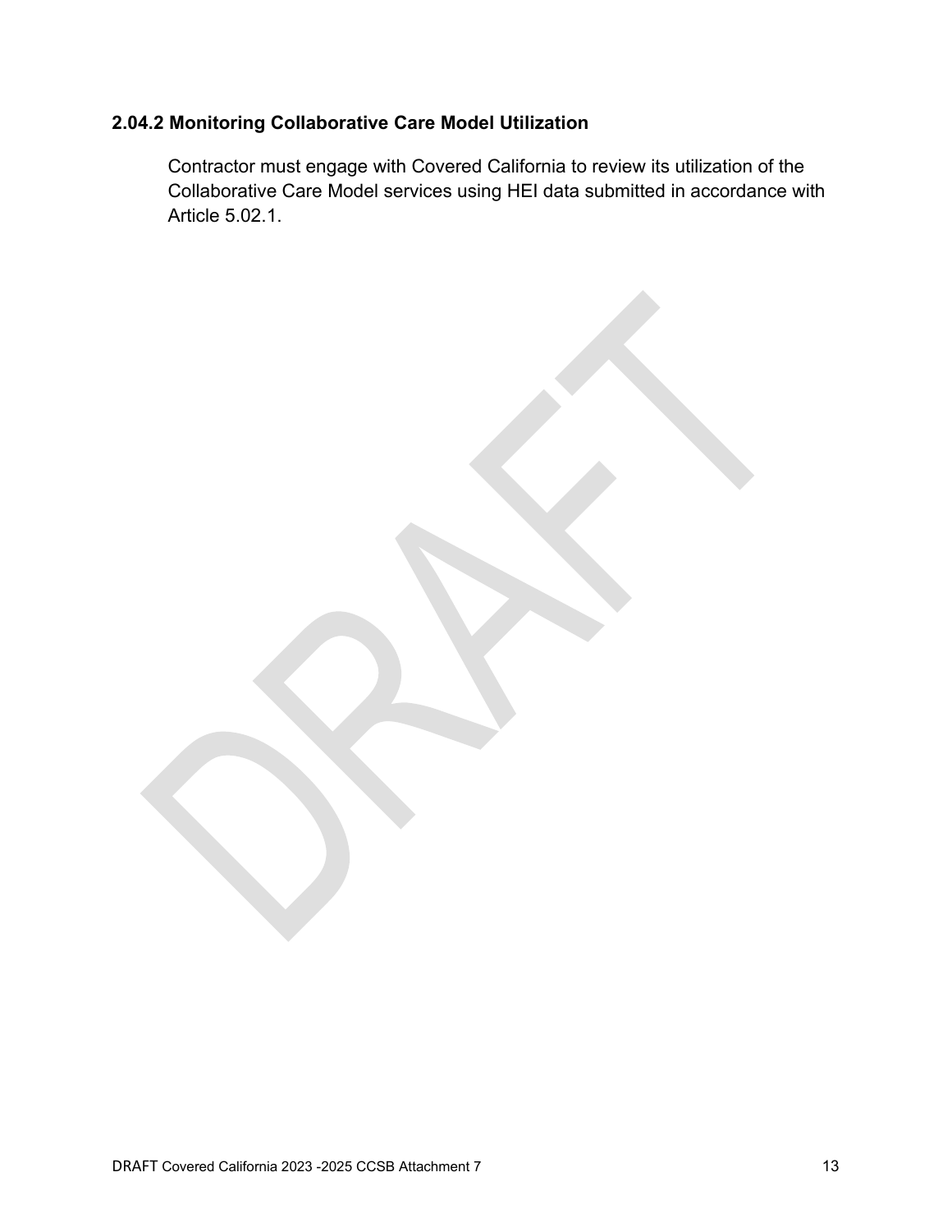### 2.04.2 Monitoring Collaborative Care Model Utilization

Contractor must engage with Covered California to review its utilization of the Collaborative Care Model services using HEI data submitted in accordance with Article 5.02.1.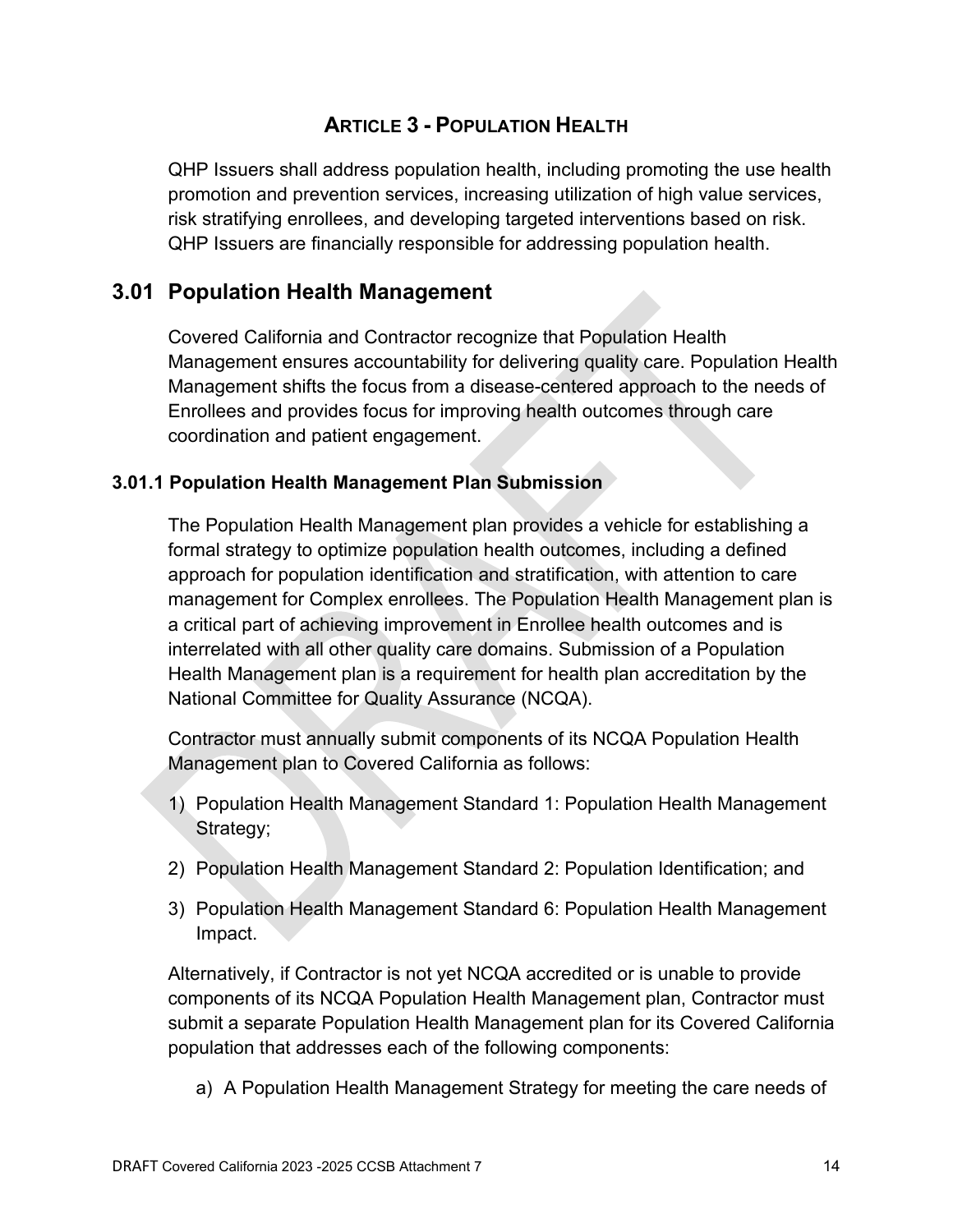# ARTICLE 3 - POPULATION HEALTH

QHP Issuers shall address population health, including promoting the use health promotion and prevention services, increasing utilization of high value services, risk stratifying enrollees, and developing targeted interventions based on risk. QHP Issuers are financially responsible for addressing population health.

## 3.01 Population Health Management

Covered California and Contractor recognize that Population Health Management ensures accountability for delivering quality care. Population Health Management shifts the focus from a disease-centered approach to the needs of Enrollees and provides focus for improving health outcomes through care coordination and patient engagement.

### 3.01.1 Population Health Management Plan Submission

The Population Health Management plan provides a vehicle for establishing a formal strategy to optimize population health outcomes, including a defined approach for population identification and stratification, with attention to care management for Complex enrollees. The Population Health Management plan is a critical part of achieving improvement in Enrollee health outcomes and is interrelated with all other quality care domains. Submission of a Population Health Management plan is a requirement for health plan accreditation by the National Committee for Quality Assurance (NCQA).

Contractor must annually submit components of its NCQA Population Health Management plan to Covered California as follows:

1) Population Health Management Standard 1: Population Health Management Strategy;
2) Population Health Management Standard 2: Population Identification; and
3) Population Health Management Standard 6: Population Health Management Impact.

Alternatively, if Contractor is not yet NCQA accredited or is unable to provide components of its NCQA Population Health Management plan, Contractor must submit a separate Population Health Management plan for its Covered California population that addresses each of the following components:

a) A Population Health Management Strategy for meeting the care needs of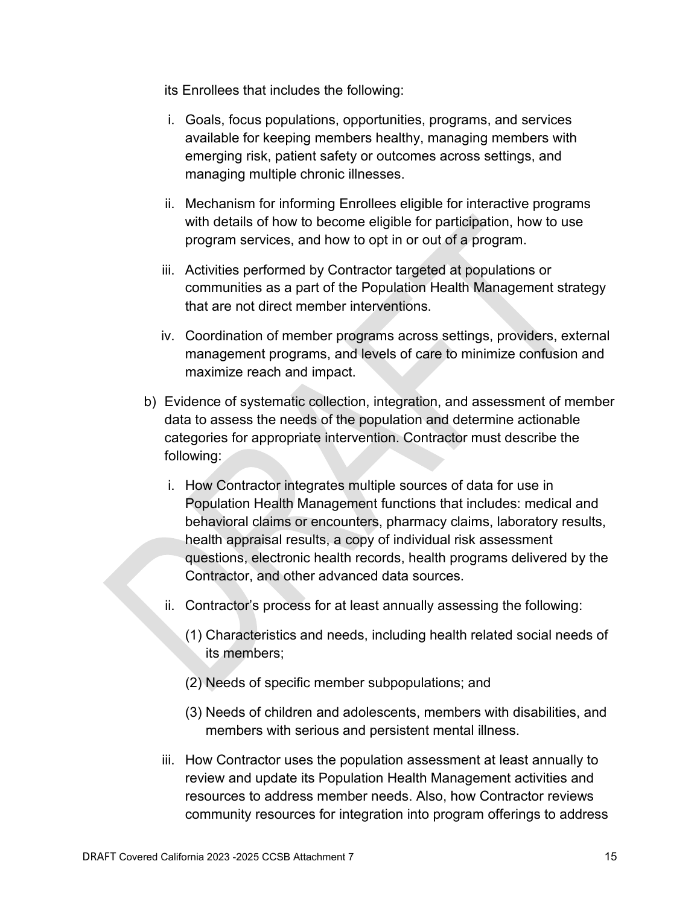its Enrollees that includes the following:

i. Goals, focus populations, opportunities, programs, and services available for keeping members healthy, managing members with emerging risk, patient safety or outcomes across settings, and managing multiple chronic illnesses.

ii. Mechanism for informing Enrollees eligible for interactive programs with details of how to become eligible for participation, how to use program services, and how to opt in or out of a program.

iii. Activities performed by Contractor targeted at populations or communities as a part of the Population Health Management strategy that are not direct member interventions.

iv. Coordination of member programs across settings, providers, external management programs, and levels of care to minimize confusion and maximize reach and impact.

b) Evidence of systematic collection, integration, and assessment of member data to assess the needs of the population and determine actionable categories for appropriate intervention. Contractor must describe the following:

i. How Contractor integrates multiple sources of data for use in Population Health Management functions that includes: medical and behavioral claims or encounters, pharmacy claims, laboratory results, health appraisal results, a copy of individual risk assessment questions, electronic health records, health programs delivered by the Contractor, and other advanced data sources.

ii. Contractor's process for at least annually assessing the following:

(1) Characteristics and needs, including health related social needs of its members;

(2) Needs of specific member subpopulations; and

(3) Needs of children and adolescents, members with disabilities, and members with serious and persistent mental illness.

iii. How Contractor uses the population assessment at least annually to review and update its Population Health Management activities and resources to address member needs. Also, how Contractor reviews community resources for integration into program offerings to address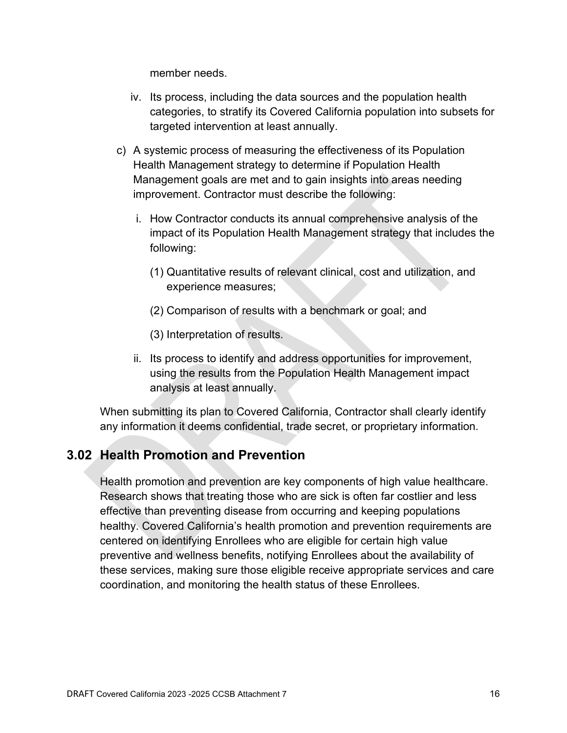member needs.

iv. Its process, including the data sources and the population health categories, to stratify its Covered California population into subsets for targeted intervention at least annually.

c) A systemic process of measuring the effectiveness of its Population Health Management strategy to determine if Population Health Management goals are met and to gain insights into areas needing improvement. Contractor must describe the following:

   i. How Contractor conducts its annual comprehensive analysis of the impact of its Population Health Management strategy that includes the following:

      (1) Quantitative results of relevant clinical, cost and utilization, and experience measures;

      (2) Comparison of results with a benchmark or goal; and

      (3) Interpretation of results.

   ii. Its process to identify and address opportunities for improvement, using the results from the Population Health Management impact analysis at least annually.

When submitting its plan to Covered California, Contractor shall clearly identify any information it deems confidential, trade secret, or proprietary information.

## 3.02 Health Promotion and Prevention

Health promotion and prevention are key components of high value healthcare. Research shows that treating those who are sick is often far costlier and less effective than preventing disease from occurring and keeping populations healthy. Covered California's health promotion and prevention requirements are centered on identifying Enrollees who are eligible for certain high value preventive and wellness benefits, notifying Enrollees about the availability of these services, making sure those eligible receive appropriate services and care coordination, and monitoring the health status of these Enrollees.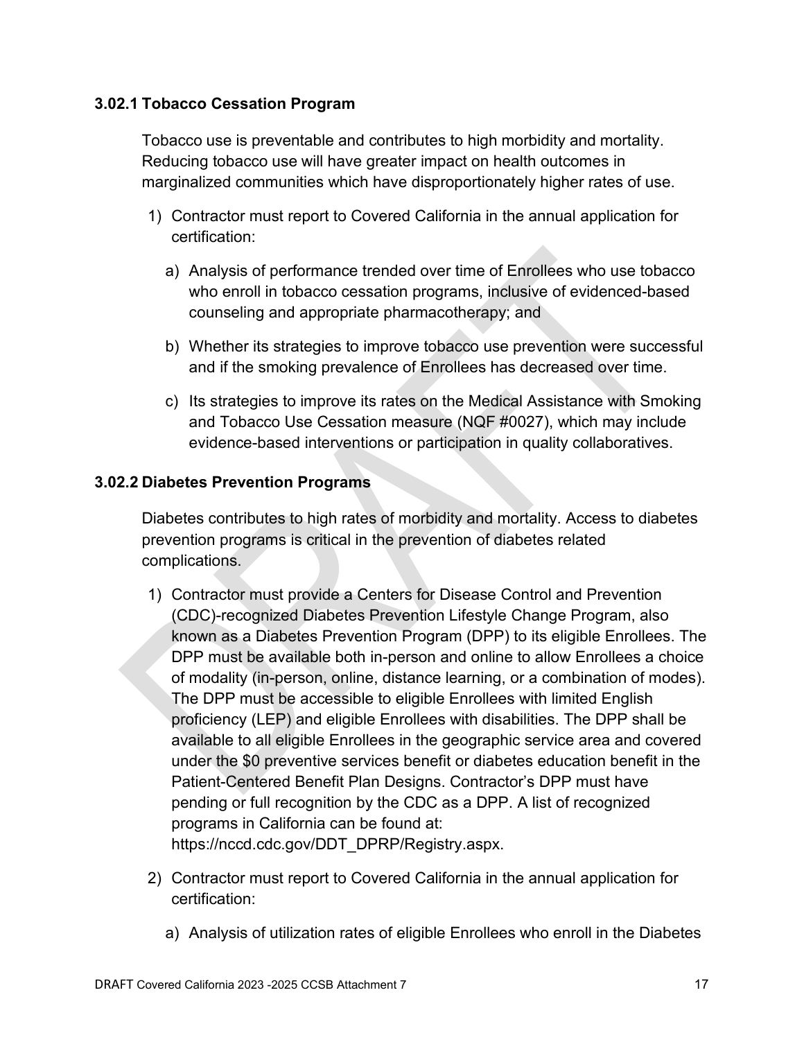### 3.02.1 Tobacco Cessation Program

Tobacco use is preventable and contributes to high morbidity and mortality. Reducing tobacco use will have greater impact on health outcomes in marginalized communities which have disproportionately higher rates of use.

1) Contractor must report to Covered California in the annual application for certification:

   a) Analysis of performance trended over time of Enrollees who use tobacco who enroll in tobacco cessation programs, inclusive of evidenced-based counseling and appropriate pharmacotherapy; and

   b) Whether its strategies to improve tobacco use prevention were successful and if the smoking prevalence of Enrollees has decreased over time.

   c) Its strategies to improve its rates on the Medical Assistance with Smoking and Tobacco Use Cessation measure (NQF #0027), which may include evidence-based interventions or participation in quality collaboratives.

### 3.02.2 Diabetes Prevention Programs

Diabetes contributes to high rates of morbidity and mortality. Access to diabetes prevention programs is critical in the prevention of diabetes related complications.

1) Contractor must provide a Centers for Disease Control and Prevention (CDC)-recognized Diabetes Prevention Lifestyle Change Program, also known as a Diabetes Prevention Program (DPP) to its eligible Enrollees. The DPP must be available both in-person and online to allow Enrollees a choice of modality (in-person, online, distance learning, or a combination of modes). The DPP must be accessible to eligible Enrollees with limited English proficiency (LEP) and eligible Enrollees with disabilities. The DPP shall be available to all eligible Enrollees in the geographic service area and covered under the $0 preventive services benefit or diabetes education benefit in the Patient-Centered Benefit Plan Designs. Contractor's DPP must have pending or full recognition by the CDC as a DPP. A list of recognized programs in California can be found at: https://nccd.cdc.gov/DDT_DPRP/Registry.aspx.

2) Contractor must report to Covered California in the annual application for certification:

   a) Analysis of utilization rates of eligible Enrollees who enroll in the Diabetes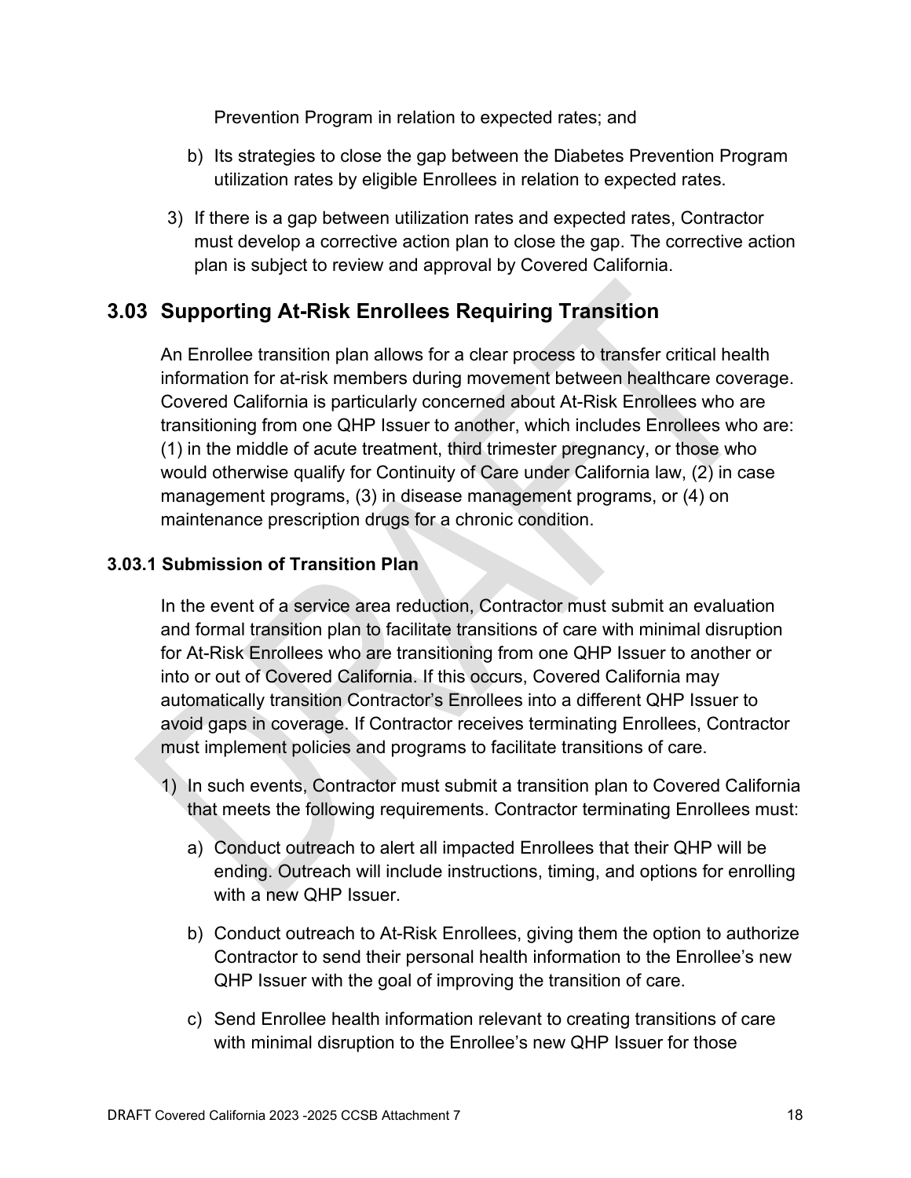Prevention Program in relation to expected rates; and

b) Its strategies to close the gap between the Diabetes Prevention Program utilization rates by eligible Enrollees in relation to expected rates.

3) If there is a gap between utilization rates and expected rates, Contractor must develop a corrective action plan to close the gap. The corrective action plan is subject to review and approval by Covered California.

## 3.03 Supporting At-Risk Enrollees Requiring Transition

An Enrollee transition plan allows for a clear process to transfer critical health information for at-risk members during movement between healthcare coverage. Covered California is particularly concerned about At-Risk Enrollees who are transitioning from one QHP Issuer to another, which includes Enrollees who are: (1) in the middle of acute treatment, third trimester pregnancy, or those who would otherwise qualify for Continuity of Care under California law, (2) in case management programs, (3) in disease management programs, or (4) on maintenance prescription drugs for a chronic condition.

### 3.03.1 Submission of Transition Plan

In the event of a service area reduction, Contractor must submit an evaluation and formal transition plan to facilitate transitions of care with minimal disruption for At-Risk Enrollees who are transitioning from one QHP Issuer to another or into or out of Covered California. If this occurs, Covered California may automatically transition Contractor's Enrollees into a different QHP Issuer to avoid gaps in coverage. If Contractor receives terminating Enrollees, Contractor must implement policies and programs to facilitate transitions of care.

1) In such events, Contractor must submit a transition plan to Covered California that meets the following requirements. Contractor terminating Enrollees must:

   a) Conduct outreach to alert all impacted Enrollees that their QHP will be ending. Outreach will include instructions, timing, and options for enrolling with a new QHP Issuer.

   b) Conduct outreach to At-Risk Enrollees, giving them the option to authorize Contractor to send their personal health information to the Enrollee's new QHP Issuer with the goal of improving the transition of care.

   c) Send Enrollee health information relevant to creating transitions of care with minimal disruption to the Enrollee's new QHP Issuer for those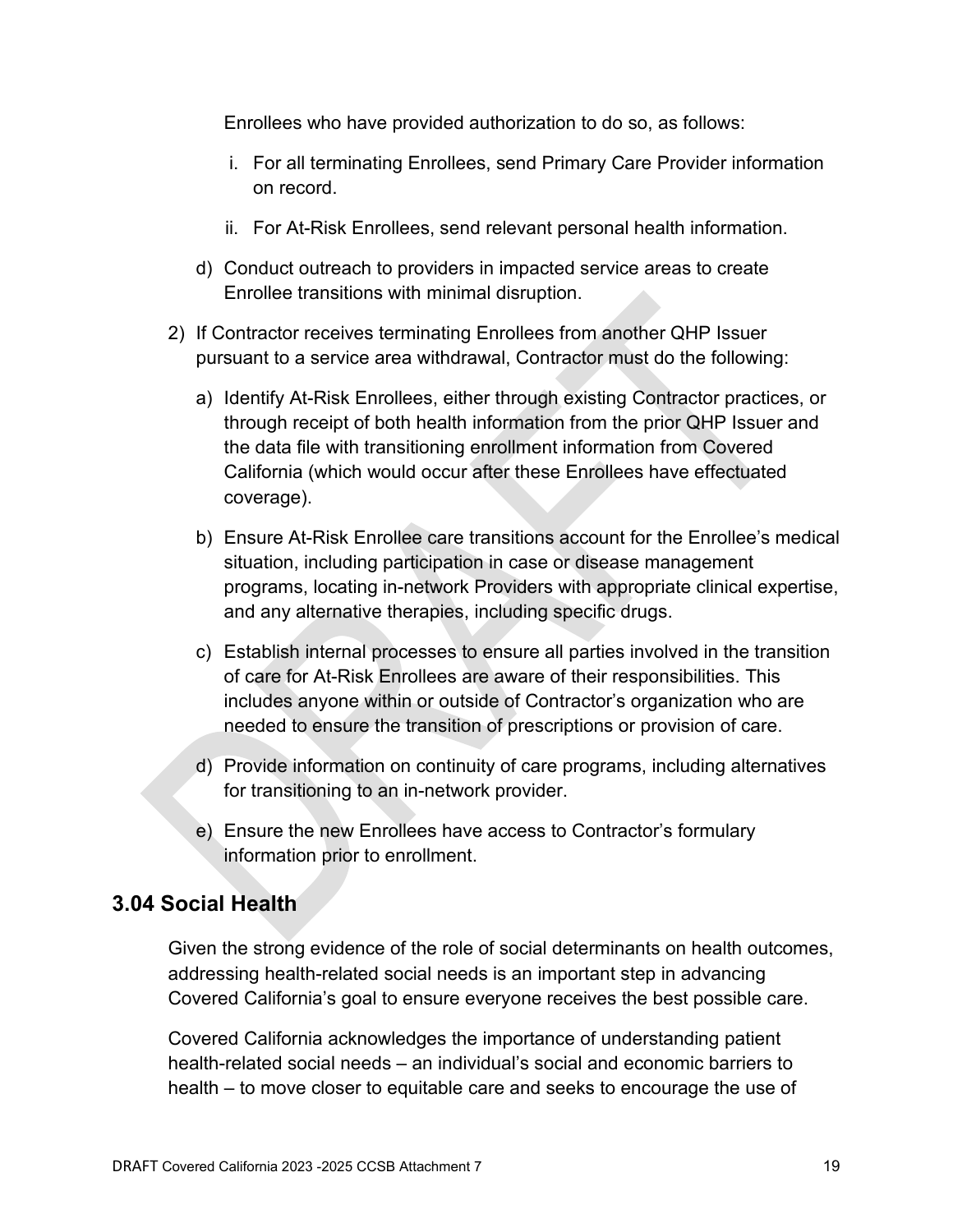Enrollees who have provided authorization to do so, as follows:

i. For all terminating Enrollees, send Primary Care Provider information on record.

ii. For At-Risk Enrollees, send relevant personal health information.

d) Conduct outreach to providers in impacted service areas to create Enrollee transitions with minimal disruption.

2) If Contractor receives terminating Enrollees from another QHP Issuer pursuant to a service area withdrawal, Contractor must do the following:

a) Identify At-Risk Enrollees, either through existing Contractor practices, or through receipt of both health information from the prior QHP Issuer and the data file with transitioning enrollment information from Covered California (which would occur after these Enrollees have effectuated coverage).

b) Ensure At-Risk Enrollee care transitions account for the Enrollee's medical situation, including participation in case or disease management programs, locating in-network Providers with appropriate clinical expertise, and any alternative therapies, including specific drugs.

c) Establish internal processes to ensure all parties involved in the transition of care for At-Risk Enrollees are aware of their responsibilities. This includes anyone within or outside of Contractor's organization who are needed to ensure the transition of prescriptions or provision of care.

d) Provide information on continuity of care programs, including alternatives for transitioning to an in-network provider.

e) Ensure the new Enrollees have access to Contractor's formulary information prior to enrollment.

## 3.04 Social Health

Given the strong evidence of the role of social determinants on health outcomes, addressing health-related social needs is an important step in advancing Covered California's goal to ensure everyone receives the best possible care.

Covered California acknowledges the importance of understanding patient health-related social needs – an individual's social and economic barriers to health – to move closer to equitable care and seeks to encourage the use of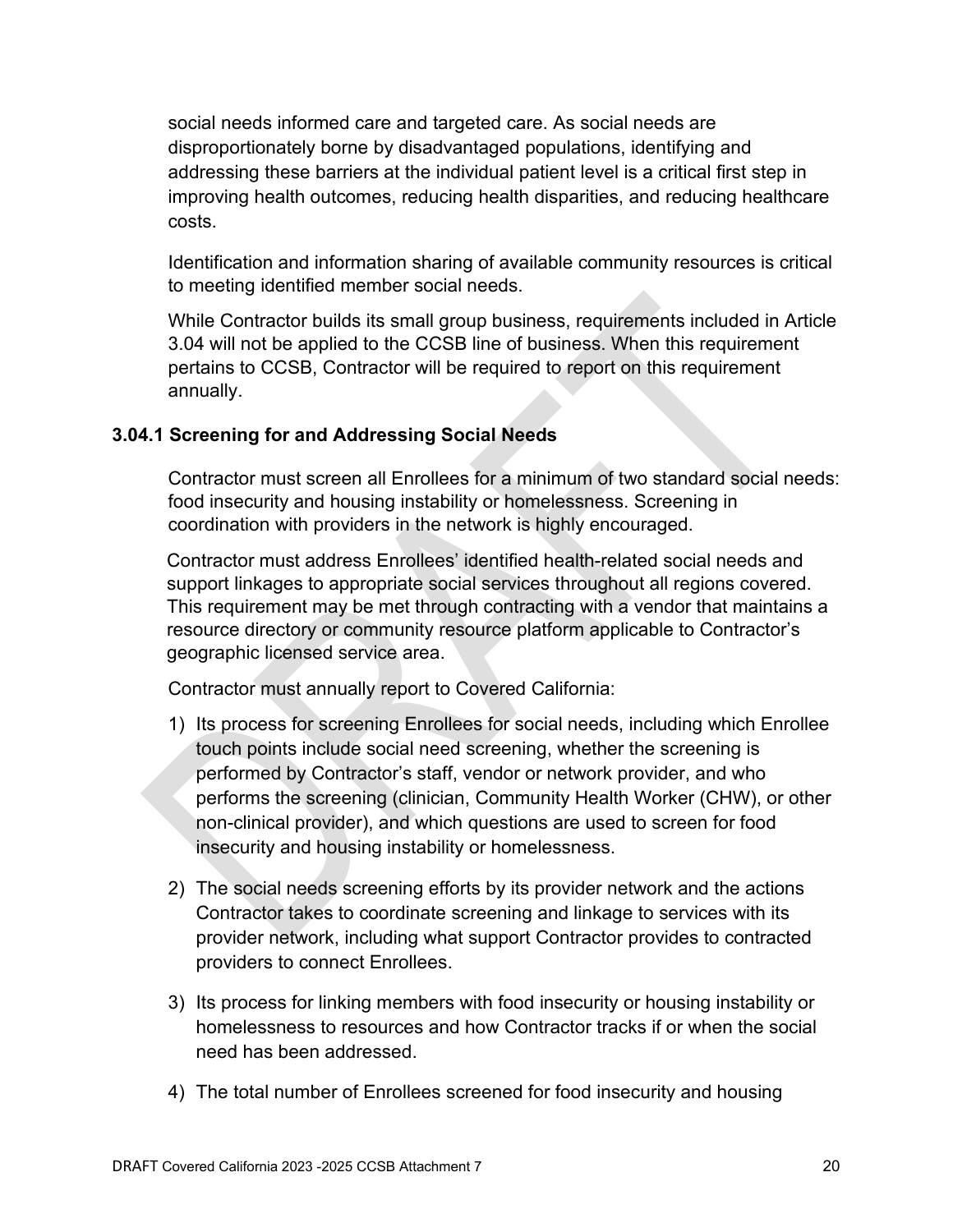social needs informed care and targeted care. As social needs are disproportionately borne by disadvantaged populations, identifying and addressing these barriers at the individual patient level is a critical first step in improving health outcomes, reducing health disparities, and reducing healthcare costs.

Identification and information sharing of available community resources is critical to meeting identified member social needs.

While Contractor builds its small group business, requirements included in Article 3.04 will not be applied to the CCSB line of business. When this requirement pertains to CCSB, Contractor will be required to report on this requirement annually.

### 3.04.1 Screening for and Addressing Social Needs

Contractor must screen all Enrollees for a minimum of two standard social needs: food insecurity and housing instability or homelessness. Screening in coordination with providers in the network is highly encouraged.

Contractor must address Enrollees' identified health-related social needs and support linkages to appropriate social services throughout all regions covered. This requirement may be met through contracting with a vendor that maintains a resource directory or community resource platform applicable to Contractor's geographic licensed service area.

Contractor must annually report to Covered California:

1) Its process for screening Enrollees for social needs, including which Enrollee touch points include social need screening, whether the screening is performed by Contractor's staff, vendor or network provider, and who performs the screening (clinician, Community Health Worker (CHW), or other non-clinical provider), and which questions are used to screen for food insecurity and housing instability or homelessness.

2) The social needs screening efforts by its provider network and the actions Contractor takes to coordinate screening and linkage to services with its provider network, including what support Contractor provides to contracted providers to connect Enrollees.

3) Its process for linking members with food insecurity or housing instability or homelessness to resources and how Contractor tracks if or when the social need has been addressed.

4) The total number of Enrollees screened for food insecurity and housing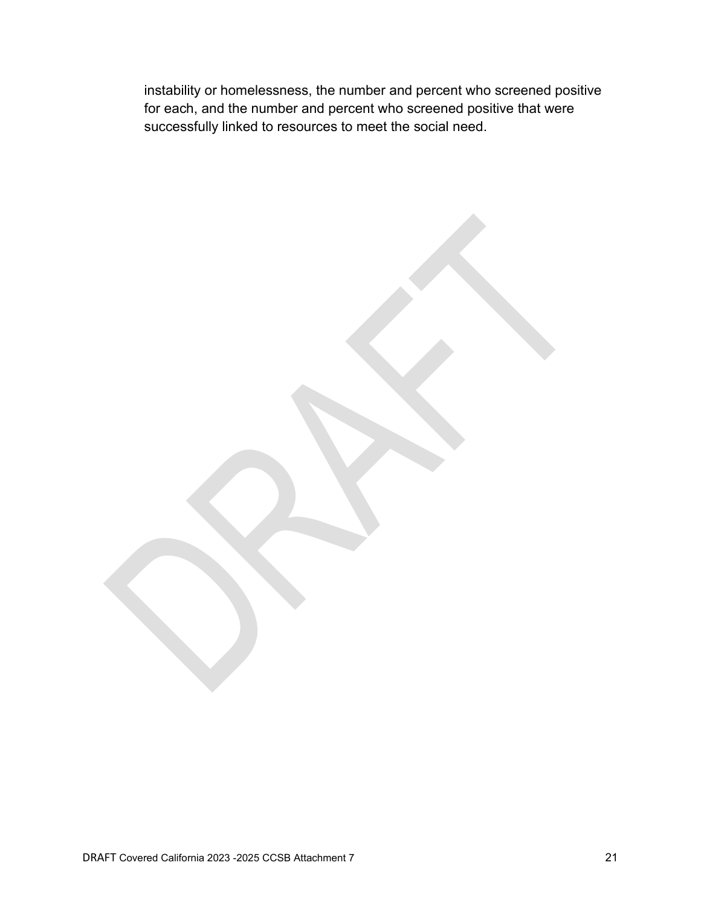instability or homelessness, the number and percent who screened positive for each, and the number and percent who screened positive that were successfully linked to resources to meet the social need.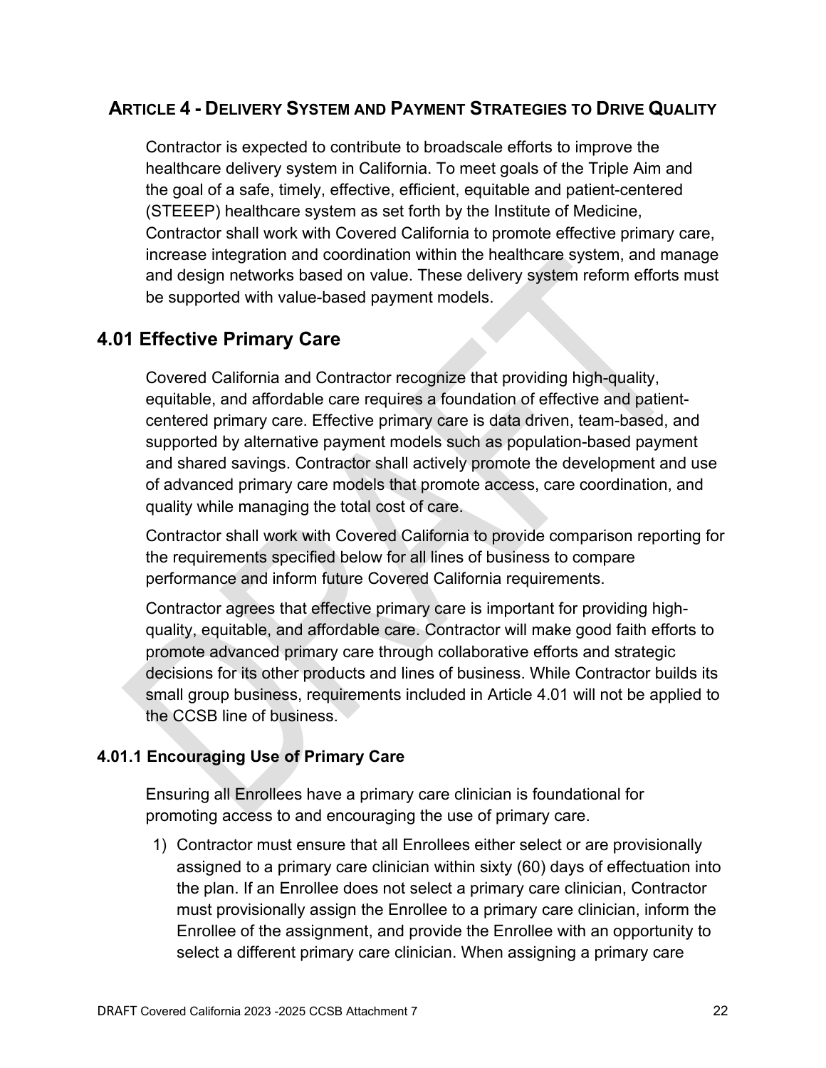## Article 4 - Delivery System and Payment Strategies to Drive Quality

Contractor is expected to contribute to broadscale efforts to improve the healthcare delivery system in California. To meet goals of the Triple Aim and the goal of a safe, timely, effective, efficient, equitable and patient-centered (STEEEP) healthcare system as set forth by the Institute of Medicine, Contractor shall work with Covered California to promote effective primary care, increase integration and coordination within the healthcare system, and manage and design networks based on value. These delivery system reform efforts must be supported with value-based payment models.

## 4.01 Effective Primary Care

Covered California and Contractor recognize that providing high-quality, equitable, and affordable care requires a foundation of effective and patient-centered primary care. Effective primary care is data driven, team-based, and supported by alternative payment models such as population-based payment and shared savings. Contractor shall actively promote the development and use of advanced primary care models that promote access, care coordination, and quality while managing the total cost of care.

Contractor shall work with Covered California to provide comparison reporting for the requirements specified below for all lines of business to compare performance and inform future Covered California requirements.

Contractor agrees that effective primary care is important for providing high-quality, equitable, and affordable care. Contractor will make good faith efforts to promote advanced primary care through collaborative efforts and strategic decisions for its other products and lines of business. While Contractor builds its small group business, requirements included in Article 4.01 will not be applied to the CCSB line of business.

### 4.01.1 Encouraging Use of Primary Care

Ensuring all Enrollees have a primary care clinician is foundational for promoting access to and encouraging the use of primary care.

1) Contractor must ensure that all Enrollees either select or are provisionally assigned to a primary care clinician within sixty (60) days of effectuation into the plan. If an Enrollee does not select a primary care clinician, Contractor must provisionally assign the Enrollee to a primary care clinician, inform the Enrollee of the assignment, and provide the Enrollee with an opportunity to select a different primary care clinician. When assigning a primary care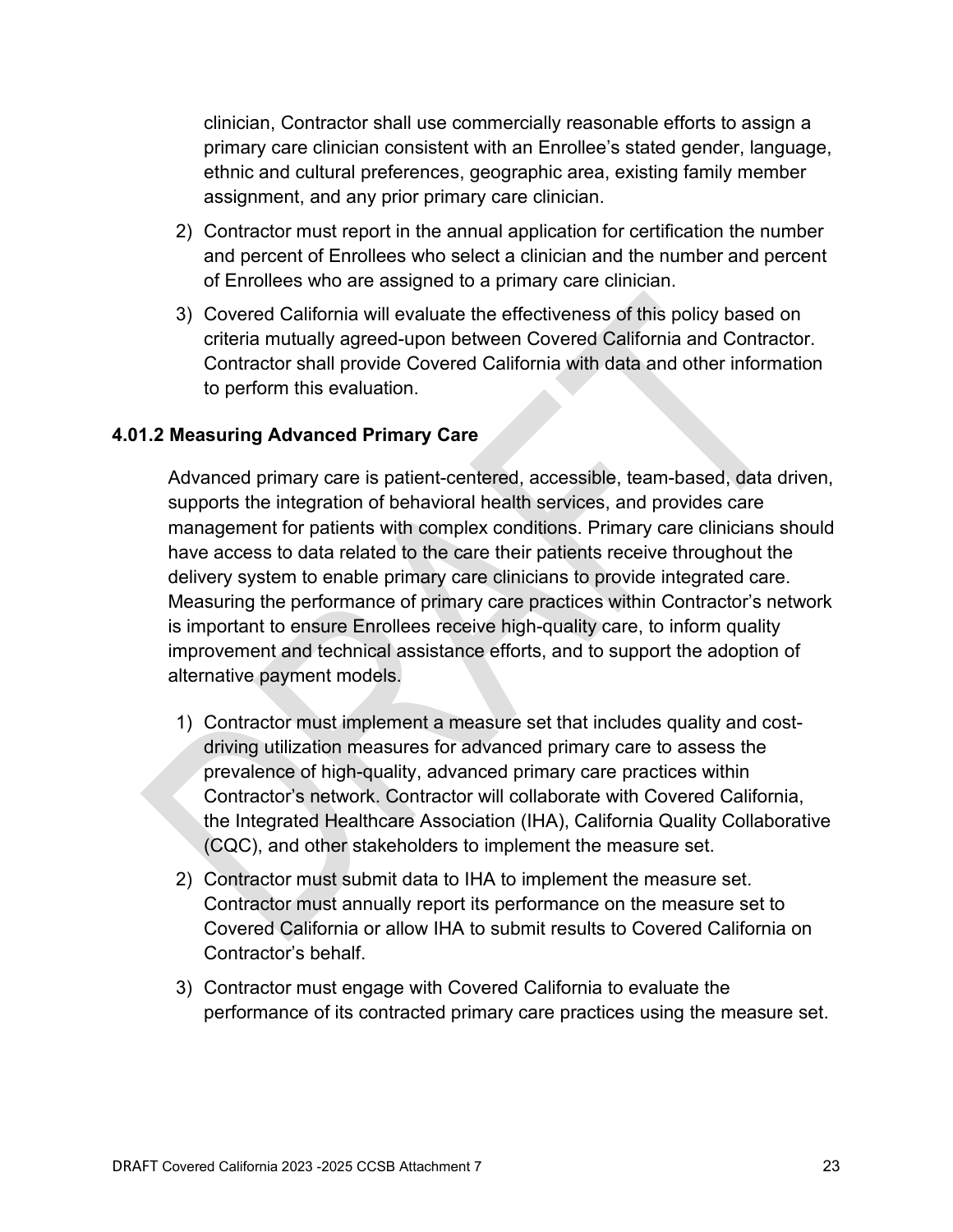clinician, Contractor shall use commercially reasonable efforts to assign a primary care clinician consistent with an Enrollee's stated gender, language, ethnic and cultural preferences, geographic area, existing family member assignment, and any prior primary care clinician.

2) Contractor must report in the annual application for certification the number and percent of Enrollees who select a clinician and the number and percent of Enrollees who are assigned to a primary care clinician.
3) Covered California will evaluate the effectiveness of this policy based on criteria mutually agreed-upon between Covered California and Contractor. Contractor shall provide Covered California with data and other information to perform this evaluation.

### 4.01.2 Measuring Advanced Primary Care

Advanced primary care is patient-centered, accessible, team-based, data driven, supports the integration of behavioral health services, and provides care management for patients with complex conditions. Primary care clinicians should have access to data related to the care their patients receive throughout the delivery system to enable primary care clinicians to provide integrated care. Measuring the performance of primary care practices within Contractor's network is important to ensure Enrollees receive high-quality care, to inform quality improvement and technical assistance efforts, and to support the adoption of alternative payment models.

1) Contractor must implement a measure set that includes quality and cost-driving utilization measures for advanced primary care to assess the prevalence of high-quality, advanced primary care practices within Contractor's network. Contractor will collaborate with Covered California, the Integrated Healthcare Association (IHA), California Quality Collaborative (CQC), and other stakeholders to implement the measure set.
2) Contractor must submit data to IHA to implement the measure set. Contractor must annually report its performance on the measure set to Covered California or allow IHA to submit results to Covered California on Contractor's behalf.
3) Contractor must engage with Covered California to evaluate the performance of its contracted primary care practices using the measure set.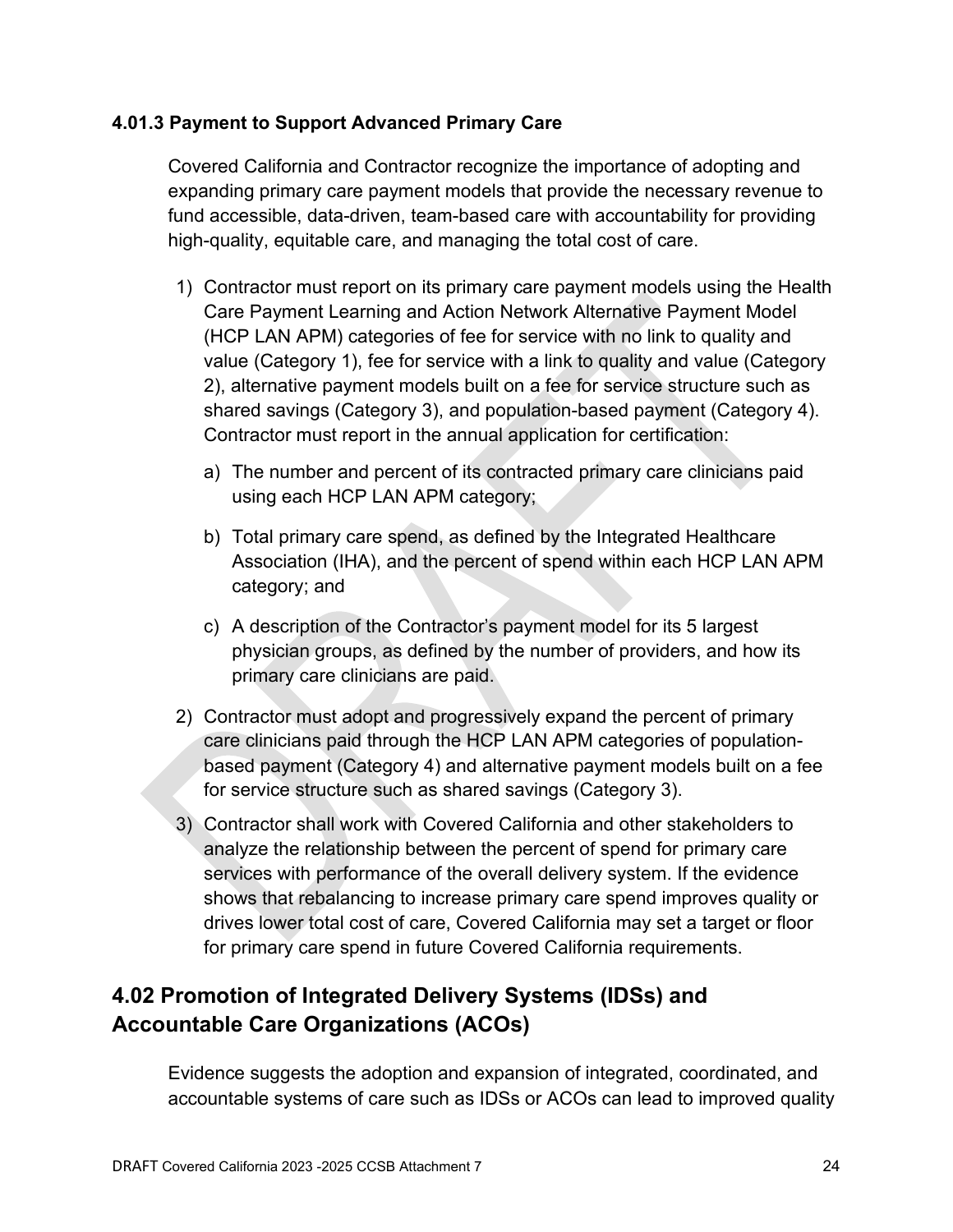### 4.01.3 Payment to Support Advanced Primary Care

Covered California and Contractor recognize the importance of adopting and expanding primary care payment models that provide the necessary revenue to fund accessible, data-driven, team-based care with accountability for providing high-quality, equitable care, and managing the total cost of care.

1) Contractor must report on its primary care payment models using the Health Care Payment Learning and Action Network Alternative Payment Model (HCP LAN APM) categories of fee for service with no link to quality and value (Category 1), fee for service with a link to quality and value (Category 2), alternative payment models built on a fee for service structure such as shared savings (Category 3), and population-based payment (Category 4). Contractor must report in the annual application for certification:
   a) The number and percent of its contracted primary care clinicians paid using each HCP LAN APM category;
   b) Total primary care spend, as defined by the Integrated Healthcare Association (IHA), and the percent of spend within each HCP LAN APM category; and
   c) A description of the Contractor's payment model for its 5 largest physician groups, as defined by the number of providers, and how its primary care clinicians are paid.
2) Contractor must adopt and progressively expand the percent of primary care clinicians paid through the HCP LAN APM categories of population-based payment (Category 4) and alternative payment models built on a fee for service structure such as shared savings (Category 3).
3) Contractor shall work with Covered California and other stakeholders to analyze the relationship between the percent of spend for primary care services with performance of the overall delivery system. If the evidence shows that rebalancing to increase primary care spend improves quality or drives lower total cost of care, Covered California may set a target or floor for primary care spend in future Covered California requirements.

## 4.02 Promotion of Integrated Delivery Systems (IDSs) and Accountable Care Organizations (ACOs)

Evidence suggests the adoption and expansion of integrated, coordinated, and accountable systems of care such as IDSs or ACOs can lead to improved quality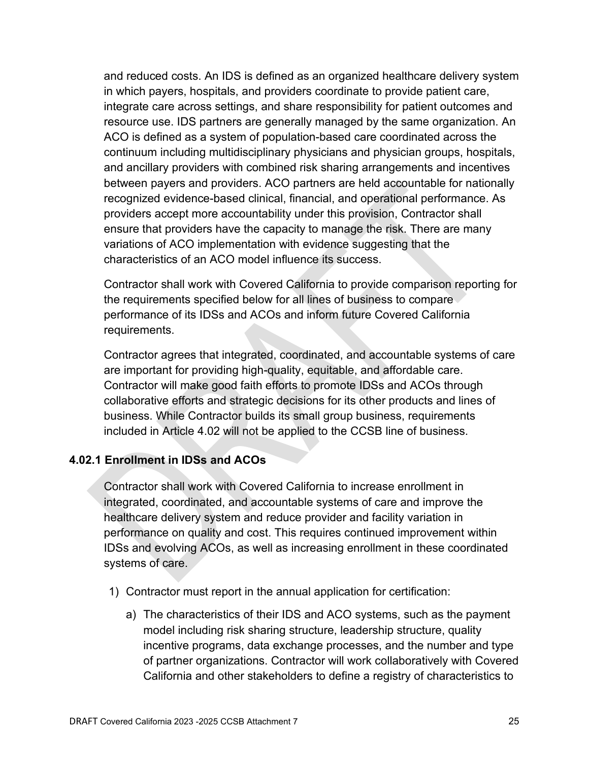and reduced costs. An IDS is defined as an organized healthcare delivery system in which payers, hospitals, and providers coordinate to provide patient care, integrate care across settings, and share responsibility for patient outcomes and resource use. IDS partners are generally managed by the same organization. An ACO is defined as a system of population-based care coordinated across the continuum including multidisciplinary physicians and physician groups, hospitals, and ancillary providers with combined risk sharing arrangements and incentives between payers and providers. ACO partners are held accountable for nationally recognized evidence-based clinical, financial, and operational performance. As providers accept more accountability under this provision, Contractor shall ensure that providers have the capacity to manage the risk. There are many variations of ACO implementation with evidence suggesting that the characteristics of an ACO model influence its success.

Contractor shall work with Covered California to provide comparison reporting for the requirements specified below for all lines of business to compare performance of its IDSs and ACOs and inform future Covered California requirements.

Contractor agrees that integrated, coordinated, and accountable systems of care are important for providing high-quality, equitable, and affordable care. Contractor will make good faith efforts to promote IDSs and ACOs through collaborative efforts and strategic decisions for its other products and lines of business. While Contractor builds its small group business, requirements included in Article 4.02 will not be applied to the CCSB line of business.

### 4.02.1 Enrollment in IDSs and ACOs

Contractor shall work with Covered California to increase enrollment in integrated, coordinated, and accountable systems of care and improve the healthcare delivery system and reduce provider and facility variation in performance on quality and cost. This requires continued improvement within IDSs and evolving ACOs, as well as increasing enrollment in these coordinated systems of care.

1) Contractor must report in the annual application for certification:
    a) The characteristics of their IDS and ACO systems, such as the payment model including risk sharing structure, leadership structure, quality incentive programs, data exchange processes, and the number and type of partner organizations. Contractor will work collaboratively with Covered California and other stakeholders to define a registry of characteristics to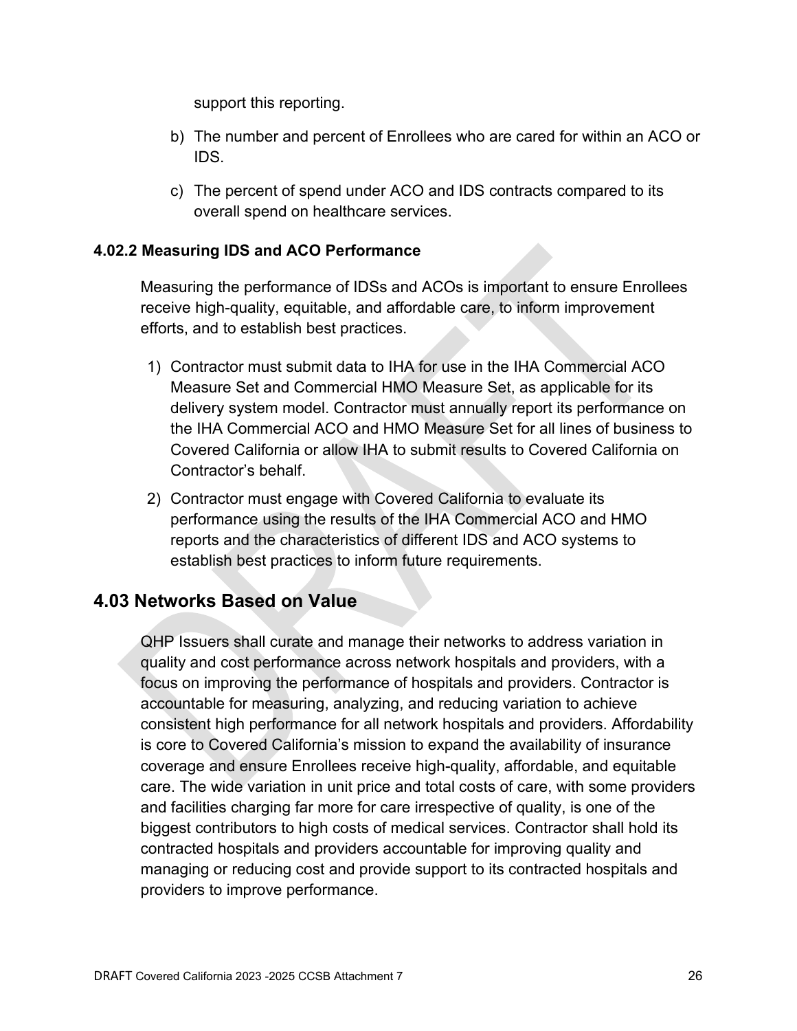support this reporting.

b) The number and percent of Enrollees who are cared for within an ACO or IDS.

c) The percent of spend under ACO and IDS contracts compared to its overall spend on healthcare services.

#### 4.02.2 Measuring IDS and ACO Performance

Measuring the performance of IDSs and ACOs is important to ensure Enrollees receive high-quality, equitable, and affordable care, to inform improvement efforts, and to establish best practices.

1) Contractor must submit data to IHA for use in the IHA Commercial ACO Measure Set and Commercial HMO Measure Set, as applicable for its delivery system model. Contractor must annually report its performance on the IHA Commercial ACO and HMO Measure Set for all lines of business to Covered California or allow IHA to submit results to Covered California on Contractor's behalf.
2) Contractor must engage with Covered California to evaluate its performance using the results of the IHA Commercial ACO and HMO reports and the characteristics of different IDS and ACO systems to establish best practices to inform future requirements.

## 4.03 Networks Based on Value

QHP Issuers shall curate and manage their networks to address variation in quality and cost performance across network hospitals and providers, with a focus on improving the performance of hospitals and providers. Contractor is accountable for measuring, analyzing, and reducing variation to achieve consistent high performance for all network hospitals and providers. Affordability is core to Covered California's mission to expand the availability of insurance coverage and ensure Enrollees receive high-quality, affordable, and equitable care. The wide variation in unit price and total costs of care, with some providers and facilities charging far more for care irrespective of quality, is one of the biggest contributors to high costs of medical services. Contractor shall hold its contracted hospitals and providers accountable for improving quality and managing or reducing cost and provide support to its contracted hospitals and providers to improve performance.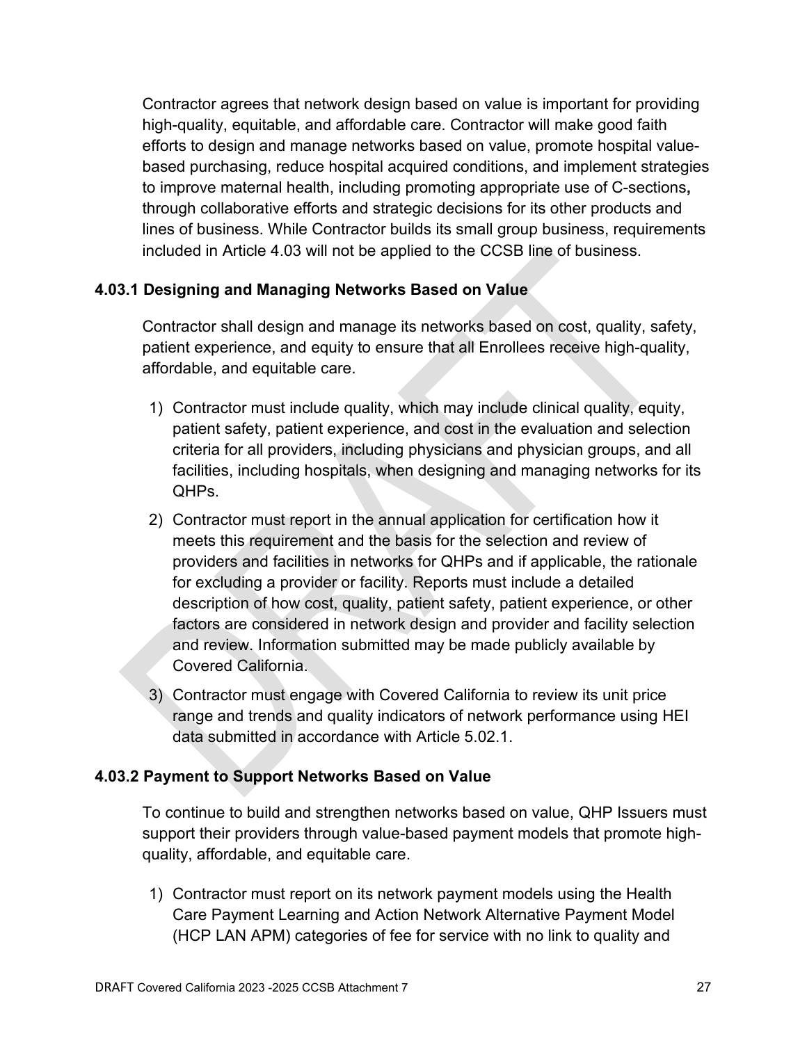Contractor agrees that network design based on value is important for providing high-quality, equitable, and affordable care. Contractor will make good faith efforts to design and manage networks based on value, promote hospital value-based purchasing, reduce hospital acquired conditions, and implement strategies to improve maternal health, including promoting appropriate use of C-sections**,** through collaborative efforts and strategic decisions for its other products and lines of business. While Contractor builds its small group business, requirements included in Article 4.03 will not be applied to the CCSB line of business.

### 4.03.1 Designing and Managing Networks Based on Value

Contractor shall design and manage its networks based on cost, quality, safety, patient experience, and equity to ensure that all Enrollees receive high-quality, affordable, and equitable care.

1) Contractor must include quality, which may include clinical quality, equity, patient safety, patient experience, and cost in the evaluation and selection criteria for all providers, including physicians and physician groups, and all facilities, including hospitals, when designing and managing networks for its QHPs.
2) Contractor must report in the annual application for certification how it meets this requirement and the basis for the selection and review of providers and facilities in networks for QHPs and if applicable, the rationale for excluding a provider or facility. Reports must include a detailed description of how cost, quality, patient safety, patient experience, or other factors are considered in network design and provider and facility selection and review. Information submitted may be made publicly available by Covered California.
3) Contractor must engage with Covered California to review its unit price range and trends and quality indicators of network performance using HEI data submitted in accordance with Article 5.02.1.

### 4.03.2 Payment to Support Networks Based on Value

To continue to build and strengthen networks based on value, QHP Issuers must support their providers through value-based payment models that promote high-quality, affordable, and equitable care.

1) Contractor must report on its network payment models using the Health Care Payment Learning and Action Network Alternative Payment Model (HCP LAN APM) categories of fee for service with no link to quality and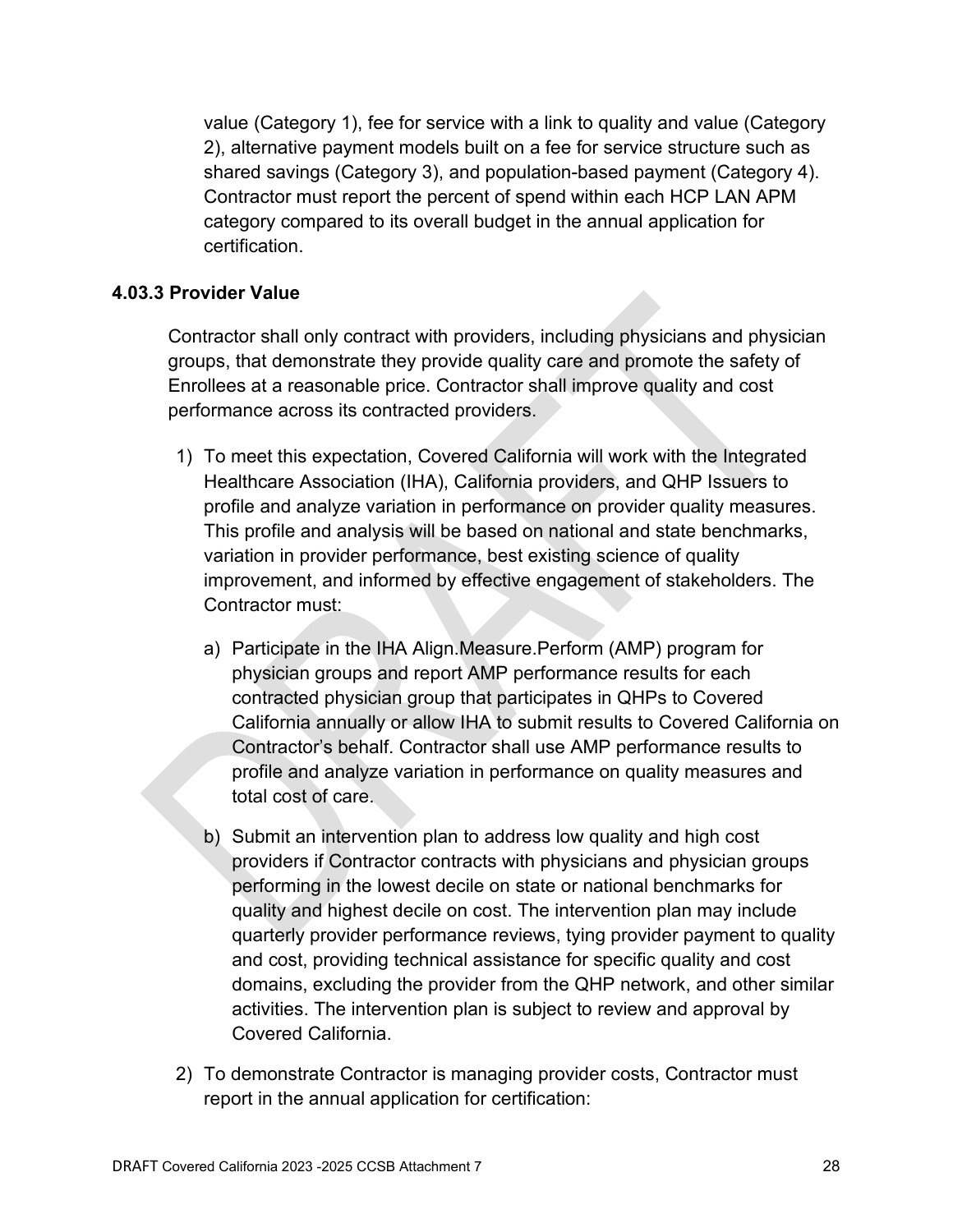value (Category 1), fee for service with a link to quality and value (Category 2), alternative payment models built on a fee for service structure such as shared savings (Category 3), and population-based payment (Category 4). Contractor must report the percent of spend within each HCP LAN APM category compared to its overall budget in the annual application for certification.

### 4.03.3 Provider Value

Contractor shall only contract with providers, including physicians and physician groups, that demonstrate they provide quality care and promote the safety of Enrollees at a reasonable price. Contractor shall improve quality and cost performance across its contracted providers.

1) To meet this expectation, Covered California will work with the Integrated Healthcare Association (IHA), California providers, and QHP Issuers to profile and analyze variation in performance on provider quality measures. This profile and analysis will be based on national and state benchmarks, variation in provider performance, best existing science of quality improvement, and informed by effective engagement of stakeholders. The Contractor must:

    a) Participate in the IHA Align.Measure.Perform (AMP) program for physician groups and report AMP performance results for each contracted physician group that participates in QHPs to Covered California annually or allow IHA to submit results to Covered California on Contractor's behalf. Contractor shall use AMP performance results to profile and analyze variation in performance on quality measures and total cost of care.

    b) Submit an intervention plan to address low quality and high cost providers if Contractor contracts with physicians and physician groups performing in the lowest decile on state or national benchmarks for quality and highest decile on cost. The intervention plan may include quarterly provider performance reviews, tying provider payment to quality and cost, providing technical assistance for specific quality and cost domains, excluding the provider from the QHP network, and other similar activities. The intervention plan is subject to review and approval by Covered California.

2) To demonstrate Contractor is managing provider costs, Contractor must report in the annual application for certification: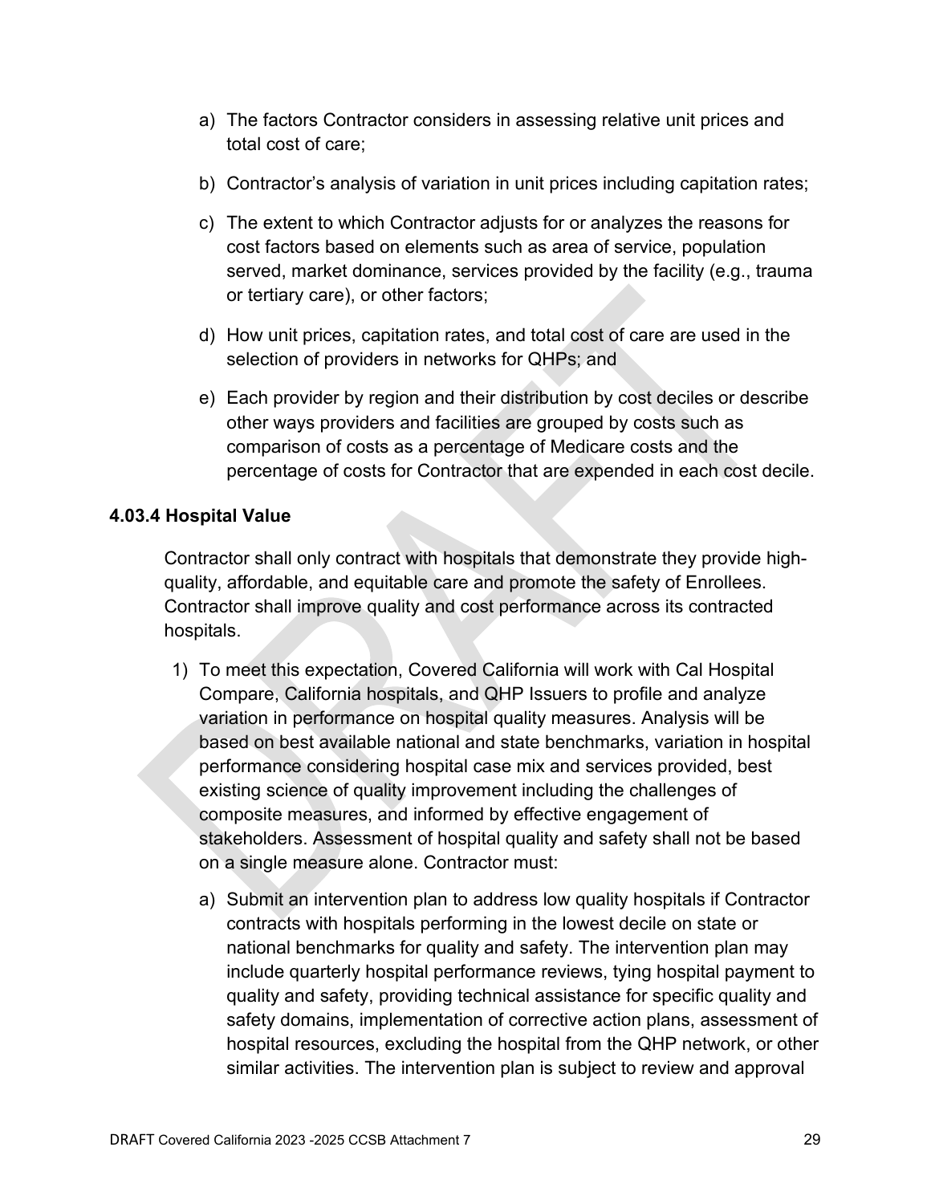a) The factors Contractor considers in assessing relative unit prices and total cost of care;

b) Contractor's analysis of variation in unit prices including capitation rates;

c) The extent to which Contractor adjusts for or analyzes the reasons for cost factors based on elements such as area of service, population served, market dominance, services provided by the facility (e.g., trauma or tertiary care), or other factors;

d) How unit prices, capitation rates, and total cost of care are used in the selection of providers in networks for QHPs; and

e) Each provider by region and their distribution by cost deciles or describe other ways providers and facilities are grouped by costs such as comparison of costs as a percentage of Medicare costs and the percentage of costs for Contractor that are expended in each cost decile.

### 4.03.4 Hospital Value

Contractor shall only contract with hospitals that demonstrate they provide high-quality, affordable, and equitable care and promote the safety of Enrollees. Contractor shall improve quality and cost performance across its contracted hospitals.

1) To meet this expectation, Covered California will work with Cal Hospital Compare, California hospitals, and QHP Issuers to profile and analyze variation in performance on hospital quality measures. Analysis will be based on best available national and state benchmarks, variation in hospital performance considering hospital case mix and services provided, best existing science of quality improvement including the challenges of composite measures, and informed by effective engagement of stakeholders. Assessment of hospital quality and safety shall not be based on a single measure alone. Contractor must:

   a) Submit an intervention plan to address low quality hospitals if Contractor contracts with hospitals performing in the lowest decile on state or national benchmarks for quality and safety. The intervention plan may include quarterly hospital performance reviews, tying hospital payment to quality and safety, providing technical assistance for specific quality and safety domains, implementation of corrective action plans, assessment of hospital resources, excluding the hospital from the QHP network, or other similar activities. The intervention plan is subject to review and approval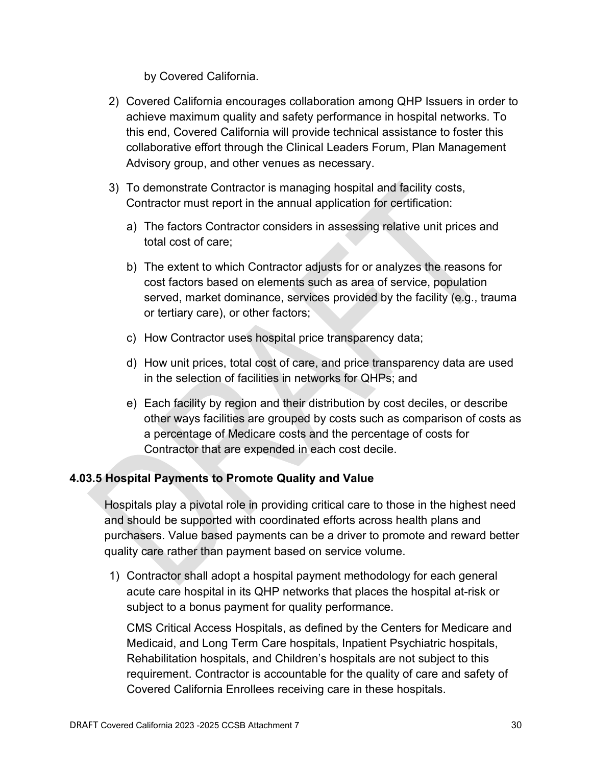by Covered California.

2) Covered California encourages collaboration among QHP Issuers in order to achieve maximum quality and safety performance in hospital networks. To this end, Covered California will provide technical assistance to foster this collaborative effort through the Clinical Leaders Forum, Plan Management Advisory group, and other venues as necessary.

3) To demonstrate Contractor is managing hospital and facility costs, Contractor must report in the annual application for certification:

   a) The factors Contractor considers in assessing relative unit prices and total cost of care;

   b) The extent to which Contractor adjusts for or analyzes the reasons for cost factors based on elements such as area of service, population served, market dominance, services provided by the facility (e.g., trauma or tertiary care), or other factors;

   c) How Contractor uses hospital price transparency data;

   d) How unit prices, total cost of care, and price transparency data are used in the selection of facilities in networks for QHPs; and

   e) Each facility by region and their distribution by cost deciles, or describe other ways facilities are grouped by costs such as comparison of costs as a percentage of Medicare costs and the percentage of costs for Contractor that are expended in each cost decile.

### 4.03.5 Hospital Payments to Promote Quality and Value

Hospitals play a pivotal role in providing critical care to those in the highest need and should be supported with coordinated efforts across health plans and purchasers. Value based payments can be a driver to promote and reward better quality care rather than payment based on service volume.

1) Contractor shall adopt a hospital payment methodology for each general acute care hospital in its QHP networks that places the hospital at-risk or subject to a bonus payment for quality performance.

   CMS Critical Access Hospitals, as defined by the Centers for Medicare and Medicaid, and Long Term Care hospitals, Inpatient Psychiatric hospitals, Rehabilitation hospitals, and Children's hospitals are not subject to this requirement. Contractor is accountable for the quality of care and safety of Covered California Enrollees receiving care in these hospitals.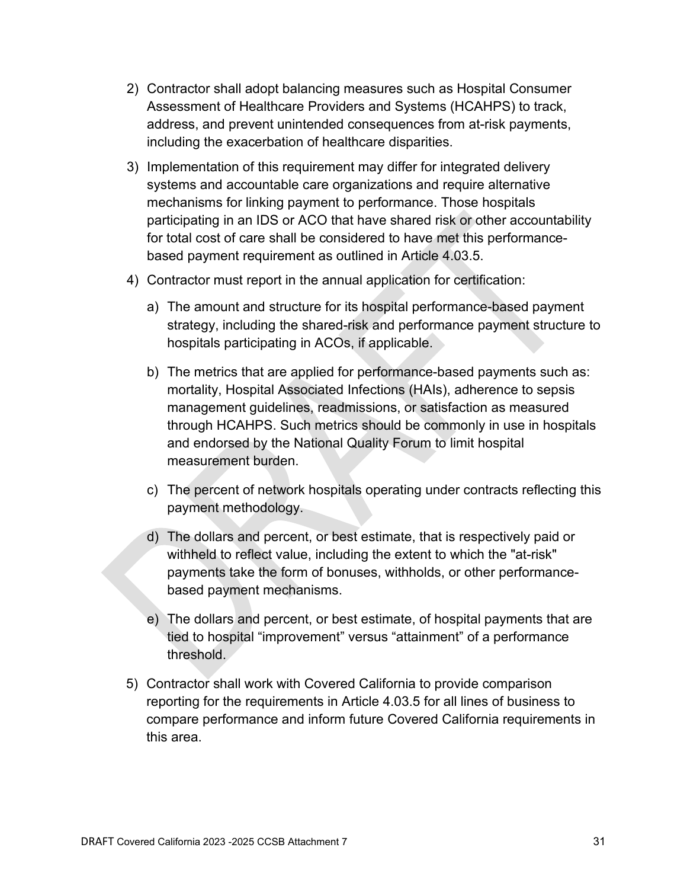2) Contractor shall adopt balancing measures such as Hospital Consumer Assessment of Healthcare Providers and Systems (HCAHPS) to track, address, and prevent unintended consequences from at-risk payments, including the exacerbation of healthcare disparities.

3) Implementation of this requirement may differ for integrated delivery systems and accountable care organizations and require alternative mechanisms for linking payment to performance. Those hospitals participating in an IDS or ACO that have shared risk or other accountability for total cost of care shall be considered to have met this performance-based payment requirement as outlined in Article 4.03.5.

4) Contractor must report in the annual application for certification:

   a) The amount and structure for its hospital performance-based payment strategy, including the shared-risk and performance payment structure to hospitals participating in ACOs, if applicable.

   b) The metrics that are applied for performance-based payments such as: mortality, Hospital Associated Infections (HAIs), adherence to sepsis management guidelines, readmissions, or satisfaction as measured through HCAHPS. Such metrics should be commonly in use in hospitals and endorsed by the National Quality Forum to limit hospital measurement burden.

   c) The percent of network hospitals operating under contracts reflecting this payment methodology.

   d) The dollars and percent, or best estimate, that is respectively paid or withheld to reflect value, including the extent to which the "at-risk" payments take the form of bonuses, withholds, or other performance-based payment mechanisms.

   e) The dollars and percent, or best estimate, of hospital payments that are tied to hospital "improvement" versus "attainment" of a performance threshold.

5) Contractor shall work with Covered California to provide comparison reporting for the requirements in Article 4.03.5 for all lines of business to compare performance and inform future Covered California requirements in this area.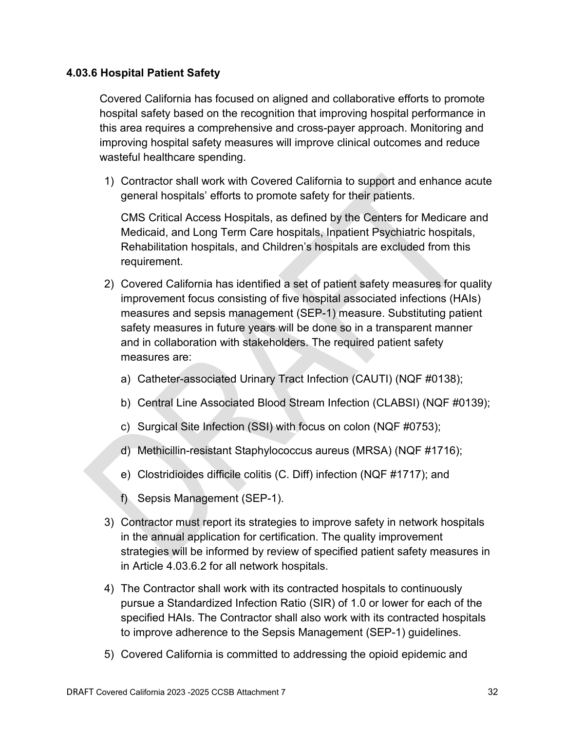### 4.03.6 Hospital Patient Safety

Covered California has focused on aligned and collaborative efforts to promote hospital safety based on the recognition that improving hospital performance in this area requires a comprehensive and cross-payer approach. Monitoring and improving hospital safety measures will improve clinical outcomes and reduce wasteful healthcare spending.

1) Contractor shall work with Covered California to support and enhance acute general hospitals' efforts to promote safety for their patients.

   CMS Critical Access Hospitals, as defined by the Centers for Medicare and Medicaid, and Long Term Care hospitals, Inpatient Psychiatric hospitals, Rehabilitation hospitals, and Children's hospitals are excluded from this requirement.

2) Covered California has identified a set of patient safety measures for quality improvement focus consisting of five hospital associated infections (HAIs) measures and sepsis management (SEP-1) measure. Substituting patient safety measures in future years will be done so in a transparent manner and in collaboration with stakeholders. The required patient safety measures are:

   a) Catheter-associated Urinary Tract Infection (CAUTI) (NQF #0138);

   b) Central Line Associated Blood Stream Infection (CLABSI) (NQF #0139);

   c) Surgical Site Infection (SSI) with focus on colon (NQF #0753);

   d) Methicillin-resistant Staphylococcus aureus (MRSA) (NQF #1716);

   e) Clostridioides difficile colitis (C. Diff) infection (NQF #1717); and

   f) Sepsis Management (SEP-1).

3) Contractor must report its strategies to improve safety in network hospitals in the annual application for certification. The quality improvement strategies will be informed by review of specified patient safety measures in in Article 4.03.6.2 for all network hospitals.

4) The Contractor shall work with its contracted hospitals to continuously pursue a Standardized Infection Ratio (SIR) of 1.0 or lower for each of the specified HAIs. The Contractor shall also work with its contracted hospitals to improve adherence to the Sepsis Management (SEP-1) guidelines.

5) Covered California is committed to addressing the opioid epidemic and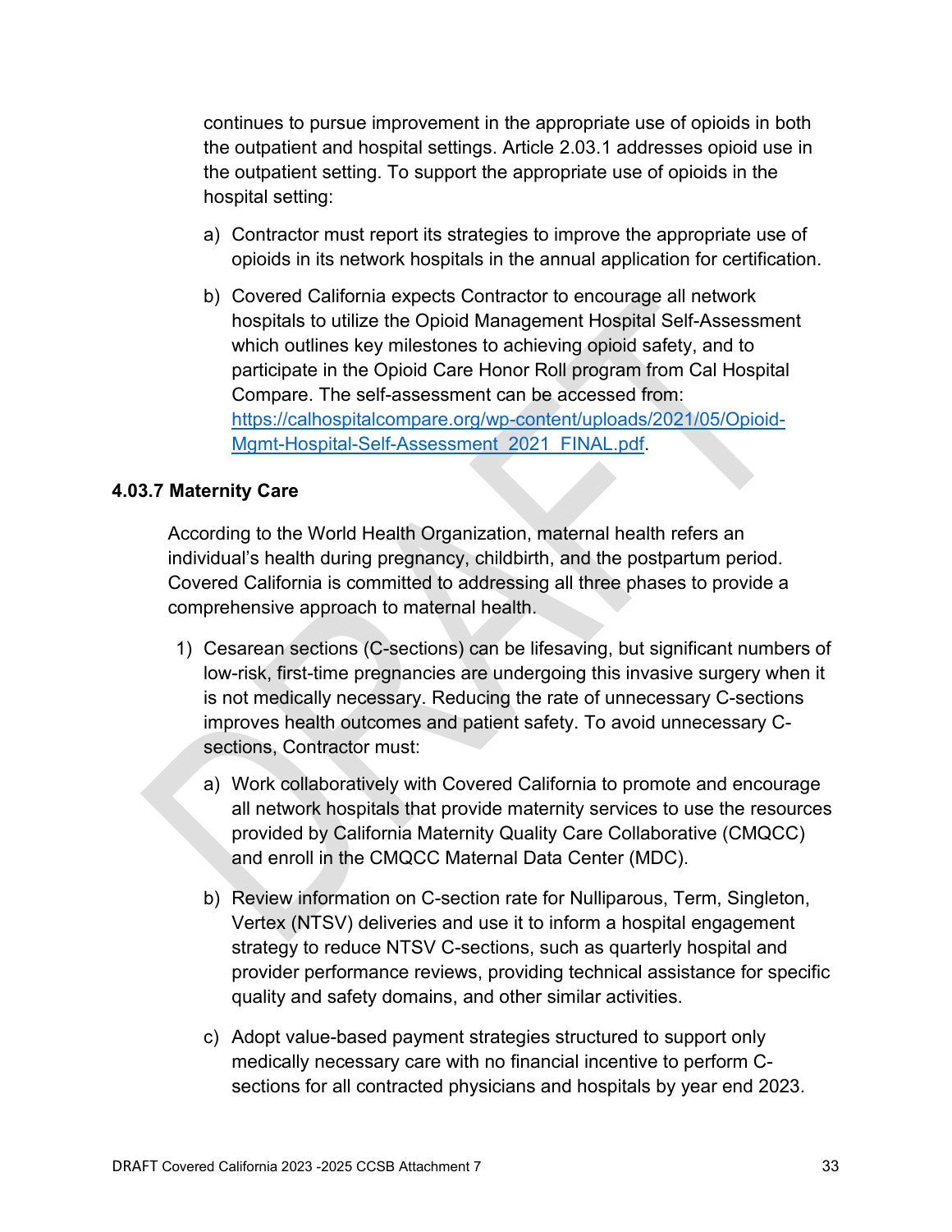continues to pursue improvement in the appropriate use of opioids in both the outpatient and hospital settings. Article 2.03.1 addresses opioid use in the outpatient setting. To support the appropriate use of opioids in the hospital setting:

a) Contractor must report its strategies to improve the appropriate use of opioids in its network hospitals in the annual application for certification.

b) Covered California expects Contractor to encourage all network hospitals to utilize the Opioid Management Hospital Self-Assessment which outlines key milestones to achieving opioid safety, and to participate in the Opioid Care Honor Roll program from Cal Hospital Compare. The self-assessment can be accessed from: [https://calhospitalcompare.org/wp-content/uploads/2021/05/Opioid-Mgmt-Hospital-Self-Assessment_2021_FINAL.pdf](https://calhospitalcompare.org/wp-content/uploads/2021/05/Opioid-Mgmt-Hospital-Self-Assessment_2021_FINAL.pdf).

### 4.03.7 Maternity Care

According to the World Health Organization, maternal health refers an individual's health during pregnancy, childbirth, and the postpartum period. Covered California is committed to addressing all three phases to provide a comprehensive approach to maternal health.

1) Cesarean sections (C-sections) can be lifesaving, but significant numbers of low-risk, first-time pregnancies are undergoing this invasive surgery when it is not medically necessary. Reducing the rate of unnecessary C-sections improves health outcomes and patient safety. To avoid unnecessary C-sections, Contractor must:

   a) Work collaboratively with Covered California to promote and encourage all network hospitals that provide maternity services to use the resources provided by California Maternity Quality Care Collaborative (CMQCC) and enroll in the CMQCC Maternal Data Center (MDC).

   b) Review information on C-section rate for Nulliparous, Term, Singleton, Vertex (NTSV) deliveries and use it to inform a hospital engagement strategy to reduce NTSV C-sections, such as quarterly hospital and provider performance reviews, providing technical assistance for specific quality and safety domains, and other similar activities.

   c) Adopt value-based payment strategies structured to support only medically necessary care with no financial incentive to perform C-sections for all contracted physicians and hospitals by year end 2023.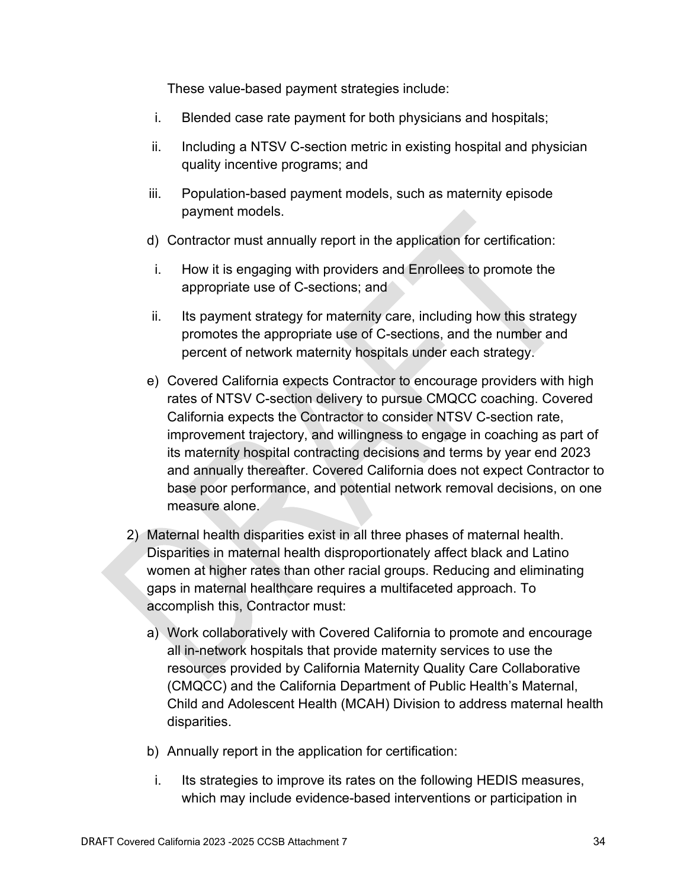These value-based payment strategies include:

i. Blended case rate payment for both physicians and hospitals;

ii. Including a NTSV C-section metric in existing hospital and physician quality incentive programs; and

iii. Population-based payment models, such as maternity episode payment models.

d) Contractor must annually report in the application for certification:

i. How it is engaging with providers and Enrollees to promote the appropriate use of C-sections; and

ii. Its payment strategy for maternity care, including how this strategy promotes the appropriate use of C-sections, and the number and percent of network maternity hospitals under each strategy.

e) Covered California expects Contractor to encourage providers with high rates of NTSV C-section delivery to pursue CMQCC coaching. Covered California expects the Contractor to consider NTSV C-section rate, improvement trajectory, and willingness to engage in coaching as part of its maternity hospital contracting decisions and terms by year end 2023 and annually thereafter. Covered California does not expect Contractor to base poor performance, and potential network removal decisions, on one measure alone.

2) Maternal health disparities exist in all three phases of maternal health. Disparities in maternal health disproportionately affect black and Latino women at higher rates than other racial groups. Reducing and eliminating gaps in maternal healthcare requires a multifaceted approach. To accomplish this, Contractor must:

a) Work collaboratively with Covered California to promote and encourage all in-network hospitals that provide maternity services to use the resources provided by California Maternity Quality Care Collaborative (CMQCC) and the California Department of Public Health's Maternal, Child and Adolescent Health (MCAH) Division to address maternal health disparities.

b) Annually report in the application for certification:

i. Its strategies to improve its rates on the following HEDIS measures, which may include evidence-based interventions or participation in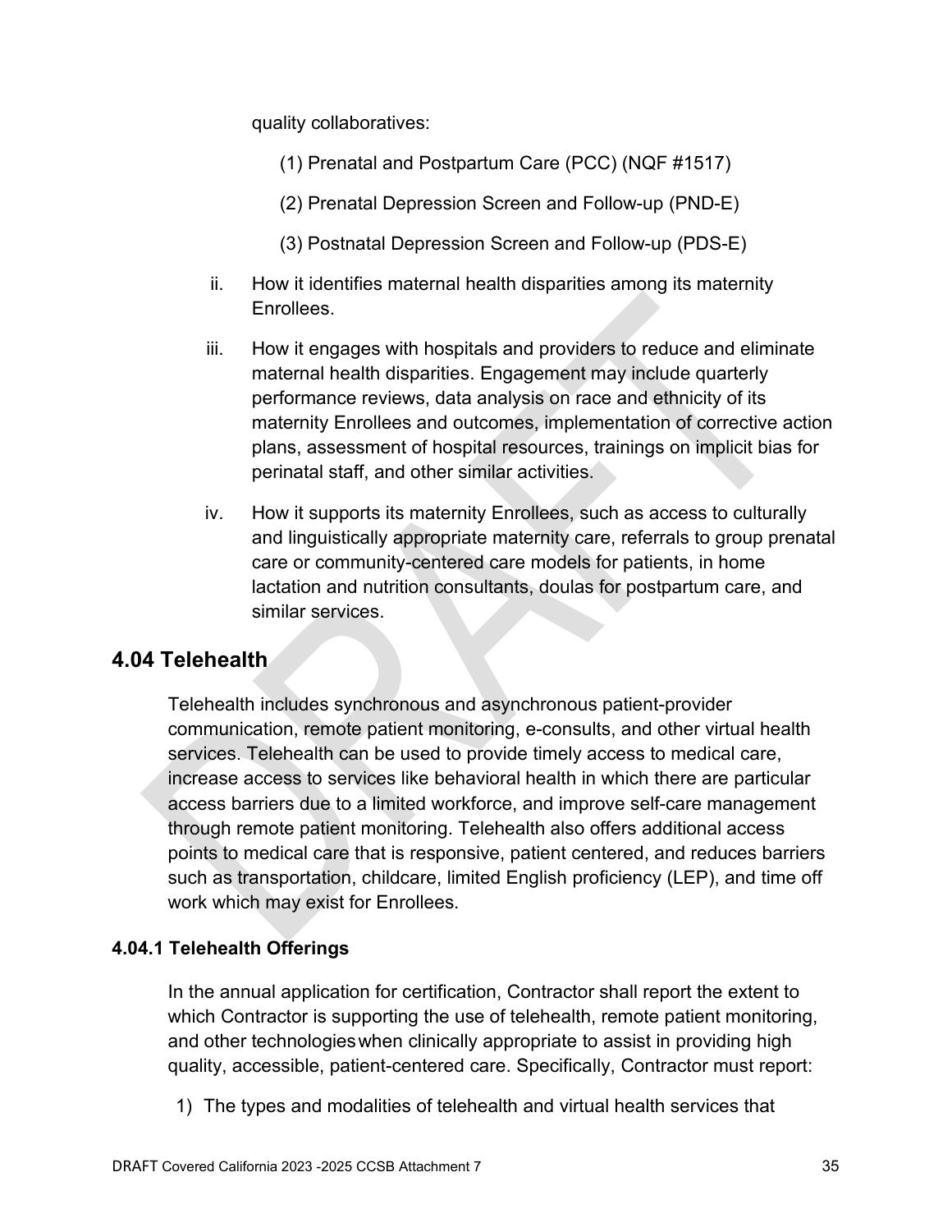quality collaboratives:

(1) Prenatal and Postpartum Care (PCC) (NQF #1517)

(2) Prenatal Depression Screen and Follow-up (PND-E)

(3) Postnatal Depression Screen and Follow-up (PDS-E)

ii. How it identifies maternal health disparities among its maternity Enrollees.

iii. How it engages with hospitals and providers to reduce and eliminate maternal health disparities. Engagement may include quarterly performance reviews, data analysis on race and ethnicity of its maternity Enrollees and outcomes, implementation of corrective action plans, assessment of hospital resources, trainings on implicit bias for perinatal staff, and other similar activities.

iv. How it supports its maternity Enrollees, such as access to culturally and linguistically appropriate maternity care, referrals to group prenatal care or community-centered care models for patients, in home lactation and nutrition consultants, doulas for postpartum care, and similar services.

## 4.04 Telehealth

Telehealth includes synchronous and asynchronous patient-provider communication, remote patient monitoring, e-consults, and other virtual health services. Telehealth can be used to provide timely access to medical care, increase access to services like behavioral health in which there are particular access barriers due to a limited workforce, and improve self-care management through remote patient monitoring. Telehealth also offers additional access points to medical care that is responsive, patient centered, and reduces barriers such as transportation, childcare, limited English proficiency (LEP), and time off work which may exist for Enrollees.

### 4.04.1 Telehealth Offerings

In the annual application for certification, Contractor shall report the extent to which Contractor is supporting the use of telehealth, remote patient monitoring, and other technologies when clinically appropriate to assist in providing high quality, accessible, patient-centered care. Specifically, Contractor must report:

1) The types and modalities of telehealth and virtual health services that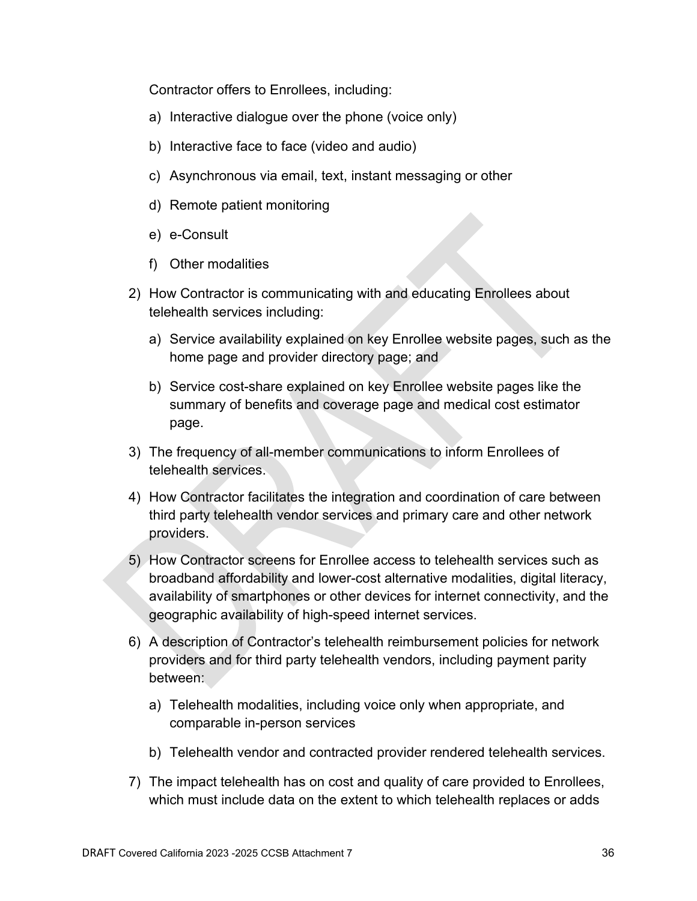Contractor offers to Enrollees, including:

   a) Interactive dialogue over the phone (voice only)

   b) Interactive face to face (video and audio)

   c) Asynchronous via email, text, instant messaging or other

   d) Remote patient monitoring

   e) e-Consult

   f) Other modalities

2) How Contractor is communicating with and educating Enrollees about telehealth services including:

   a) Service availability explained on key Enrollee website pages, such as the home page and provider directory page; and

   b) Service cost-share explained on key Enrollee website pages like the summary of benefits and coverage page and medical cost estimator page.

3) The frequency of all-member communications to inform Enrollees of telehealth services.

4) How Contractor facilitates the integration and coordination of care between third party telehealth vendor services and primary care and other network providers.

5) How Contractor screens for Enrollee access to telehealth services such as broadband affordability and lower-cost alternative modalities, digital literacy, availability of smartphones or other devices for internet connectivity, and the geographic availability of high-speed internet services.

6) A description of Contractor's telehealth reimbursement policies for network providers and for third party telehealth vendors, including payment parity between:

   a) Telehealth modalities, including voice only when appropriate, and comparable in-person services

   b) Telehealth vendor and contracted provider rendered telehealth services.

7) The impact telehealth has on cost and quality of care provided to Enrollees, which must include data on the extent to which telehealth replaces or adds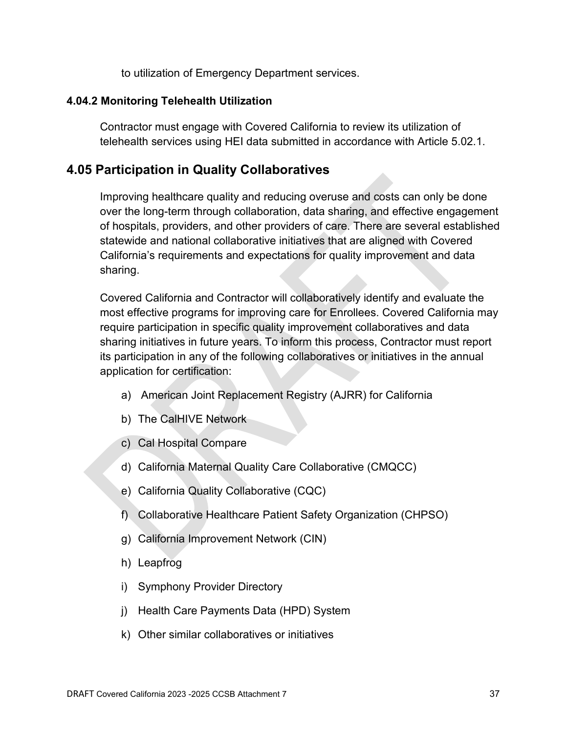to utilization of Emergency Department services.

### 4.04.2 Monitoring Telehealth Utilization

Contractor must engage with Covered California to review its utilization of telehealth services using HEI data submitted in accordance with Article 5.02.1.

## 4.05 Participation in Quality Collaboratives

Improving healthcare quality and reducing overuse and costs can only be done over the long-term through collaboration, data sharing, and effective engagement of hospitals, providers, and other providers of care. There are several established statewide and national collaborative initiatives that are aligned with Covered California's requirements and expectations for quality improvement and data sharing.

Covered California and Contractor will collaboratively identify and evaluate the most effective programs for improving care for Enrollees. Covered California may require participation in specific quality improvement collaboratives and data sharing initiatives in future years. To inform this process, Contractor must report its participation in any of the following collaboratives or initiatives in the annual application for certification:

a) American Joint Replacement Registry (AJRR) for California

b) The CalHIVE Network

c) Cal Hospital Compare

d) California Maternal Quality Care Collaborative (CMQCC)

e) California Quality Collaborative (CQC)

f) Collaborative Healthcare Patient Safety Organization (CHPSO)

g) California Improvement Network (CIN)

h) Leapfrog

i) Symphony Provider Directory

j) Health Care Payments Data (HPD) System

k) Other similar collaboratives or initiatives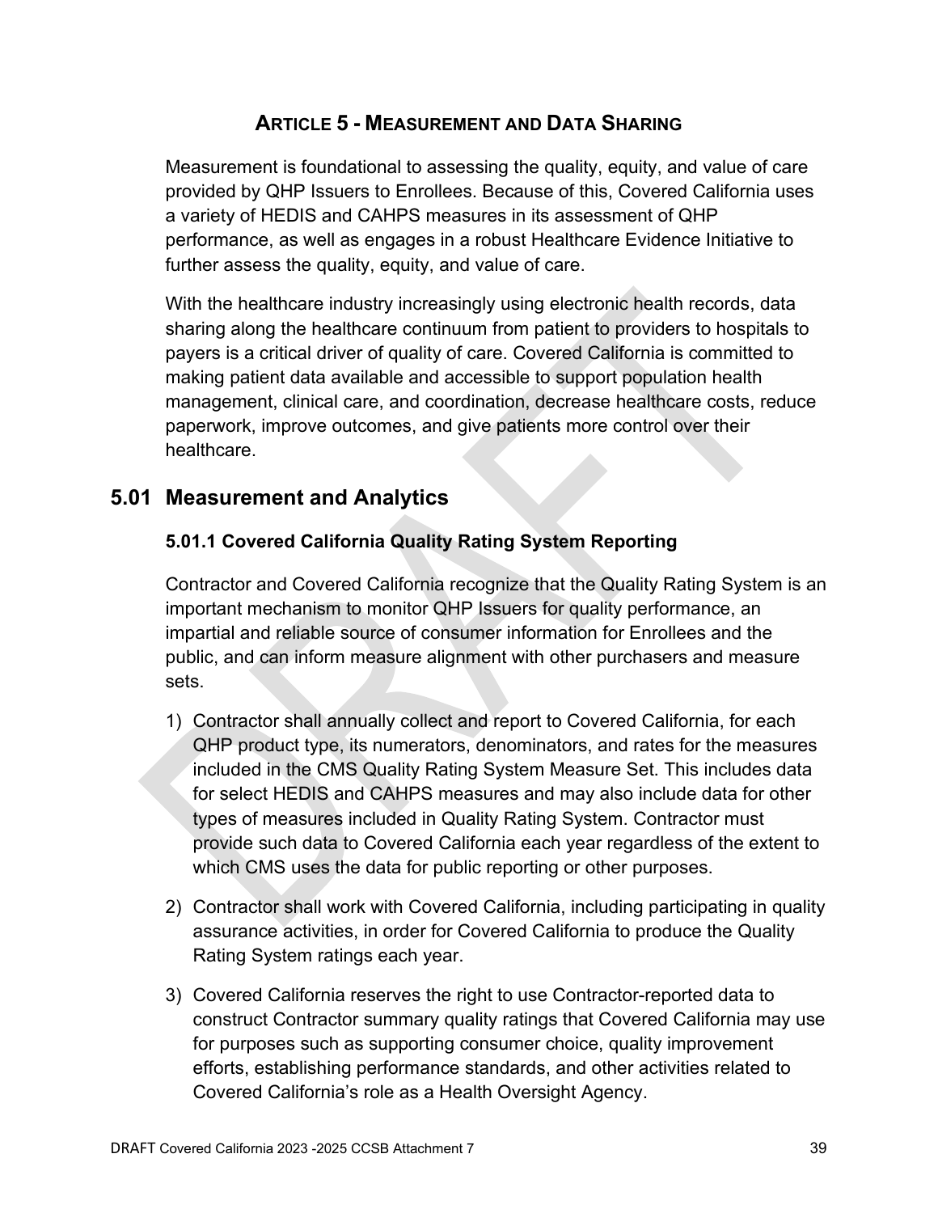# Article 5 - Measurement and Data Sharing

Measurement is foundational to assessing the quality, equity, and value of care provided by QHP Issuers to Enrollees. Because of this, Covered California uses a variety of HEDIS and CAHPS measures in its assessment of QHP performance, as well as engages in a robust Healthcare Evidence Initiative to further assess the quality, equity, and value of care.

With the healthcare industry increasingly using electronic health records, data sharing along the healthcare continuum from patient to providers to hospitals to payers is a critical driver of quality of care. Covered California is committed to making patient data available and accessible to support population health management, clinical care, and coordination, decrease healthcare costs, reduce paperwork, improve outcomes, and give patients more control over their healthcare.

## 5.01 Measurement and Analytics

### 5.01.1 Covered California Quality Rating System Reporting

Contractor and Covered California recognize that the Quality Rating System is an important mechanism to monitor QHP Issuers for quality performance, an impartial and reliable source of consumer information for Enrollees and the public, and can inform measure alignment with other purchasers and measure sets.

1) Contractor shall annually collect and report to Covered California, for each QHP product type, its numerators, denominators, and rates for the measures included in the CMS Quality Rating System Measure Set. This includes data for select HEDIS and CAHPS measures and may also include data for other types of measures included in Quality Rating System. Contractor must provide such data to Covered California each year regardless of the extent to which CMS uses the data for public reporting or other purposes.

2) Contractor shall work with Covered California, including participating in quality assurance activities, in order for Covered California to produce the Quality Rating System ratings each year.

3) Covered California reserves the right to use Contractor-reported data to construct Contractor summary quality ratings that Covered California may use for purposes such as supporting consumer choice, quality improvement efforts, establishing performance standards, and other activities related to Covered California's role as a Health Oversight Agency.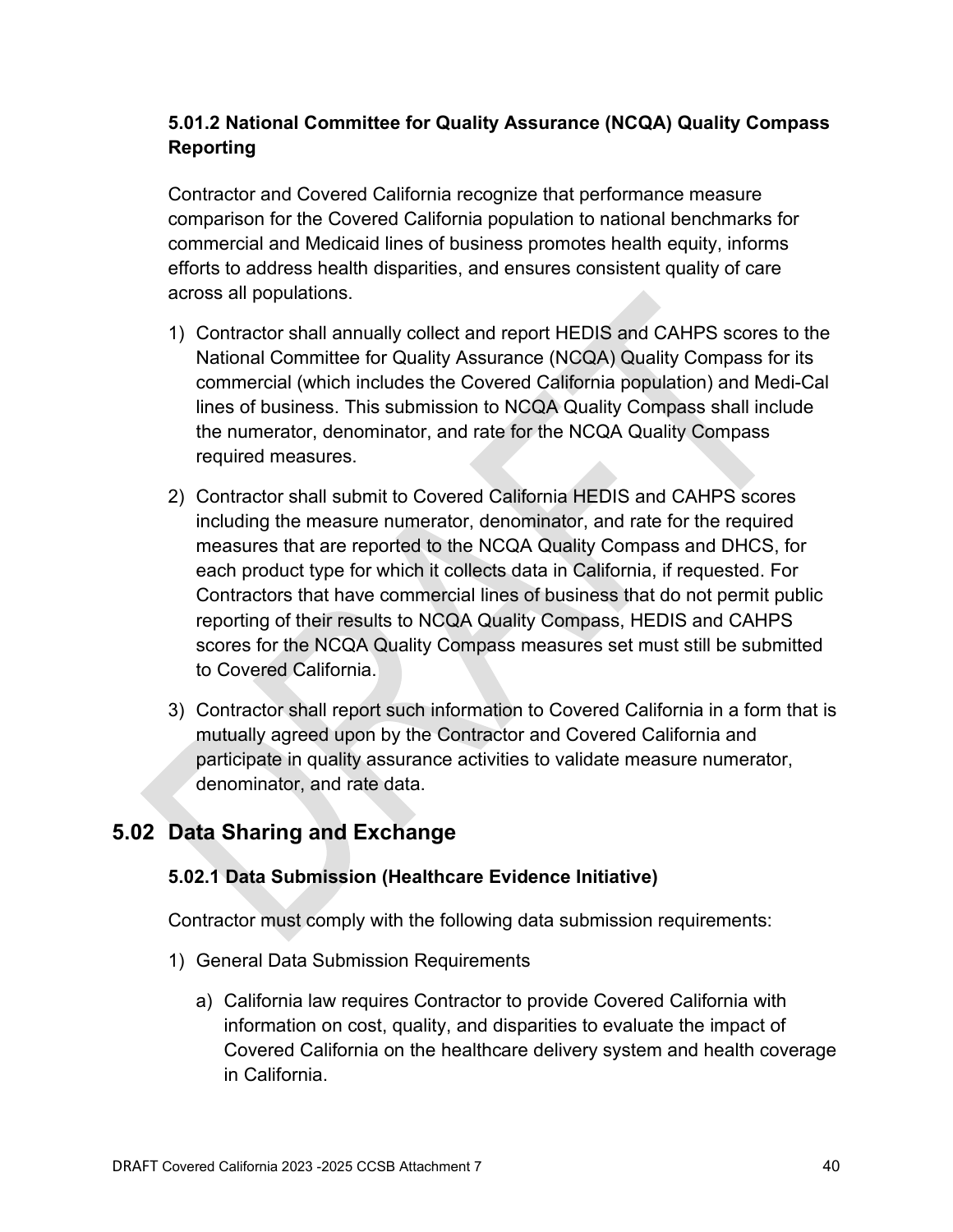### 5.01.2 National Committee for Quality Assurance (NCQA) Quality Compass Reporting

Contractor and Covered California recognize that performance measure comparison for the Covered California population to national benchmarks for commercial and Medicaid lines of business promotes health equity, informs efforts to address health disparities, and ensures consistent quality of care across all populations.

1) Contractor shall annually collect and report HEDIS and CAHPS scores to the National Committee for Quality Assurance (NCQA) Quality Compass for its commercial (which includes the Covered California population) and Medi-Cal lines of business. This submission to NCQA Quality Compass shall include the numerator, denominator, and rate for the NCQA Quality Compass required measures.

2) Contractor shall submit to Covered California HEDIS and CAHPS scores including the measure numerator, denominator, and rate for the required measures that are reported to the NCQA Quality Compass and DHCS, for each product type for which it collects data in California, if requested. For Contractors that have commercial lines of business that do not permit public reporting of their results to NCQA Quality Compass, HEDIS and CAHPS scores for the NCQA Quality Compass measures set must still be submitted to Covered California.

3) Contractor shall report such information to Covered California in a form that is mutually agreed upon by the Contractor and Covered California and participate in quality assurance activities to validate measure numerator, denominator, and rate data.

## 5.02 Data Sharing and Exchange

### 5.02.1 Data Submission (Healthcare Evidence Initiative)

Contractor must comply with the following data submission requirements:

1) General Data Submission Requirements

   a) California law requires Contractor to provide Covered California with information on cost, quality, and disparities to evaluate the impact of Covered California on the healthcare delivery system and health coverage in California.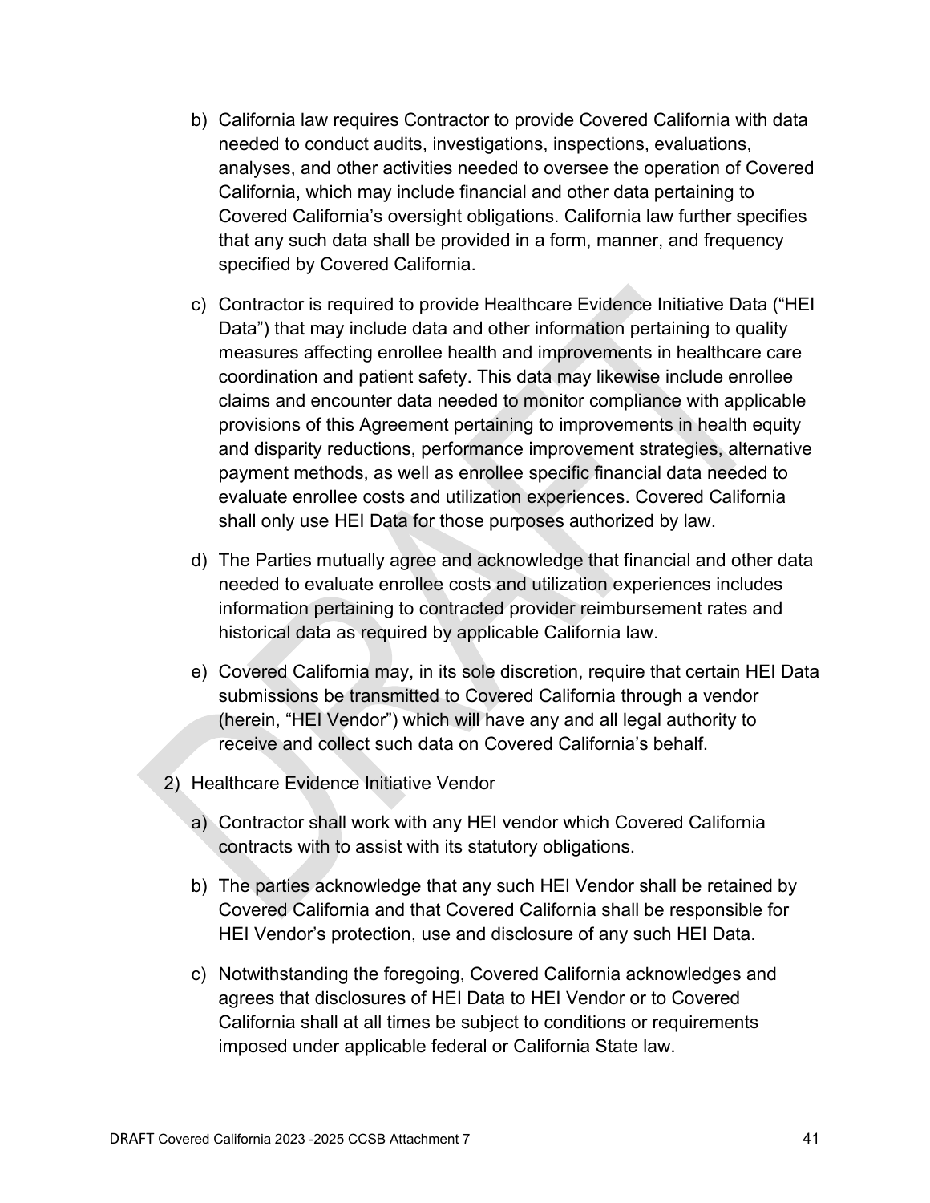b) California law requires Contractor to provide Covered California with data needed to conduct audits, investigations, inspections, evaluations, analyses, and other activities needed to oversee the operation of Covered California, which may include financial and other data pertaining to Covered California's oversight obligations. California law further specifies that any such data shall be provided in a form, manner, and frequency specified by Covered California.

c) Contractor is required to provide Healthcare Evidence Initiative Data ("HEI Data") that may include data and other information pertaining to quality measures affecting enrollee health and improvements in healthcare care coordination and patient safety. This data may likewise include enrollee claims and encounter data needed to monitor compliance with applicable provisions of this Agreement pertaining to improvements in health equity and disparity reductions, performance improvement strategies, alternative payment methods, as well as enrollee specific financial data needed to evaluate enrollee costs and utilization experiences. Covered California shall only use HEI Data for those purposes authorized by law.

d) The Parties mutually agree and acknowledge that financial and other data needed to evaluate enrollee costs and utilization experiences includes information pertaining to contracted provider reimbursement rates and historical data as required by applicable California law.

e) Covered California may, in its sole discretion, require that certain HEI Data submissions be transmitted to Covered California through a vendor (herein, "HEI Vendor") which will have any and all legal authority to receive and collect such data on Covered California's behalf.

2) Healthcare Evidence Initiative Vendor

a) Contractor shall work with any HEI vendor which Covered California contracts with to assist with its statutory obligations.

b) The parties acknowledge that any such HEI Vendor shall be retained by Covered California and that Covered California shall be responsible for HEI Vendor's protection, use and disclosure of any such HEI Data.

c) Notwithstanding the foregoing, Covered California acknowledges and agrees that disclosures of HEI Data to HEI Vendor or to Covered California shall at all times be subject to conditions or requirements imposed under applicable federal or California State law.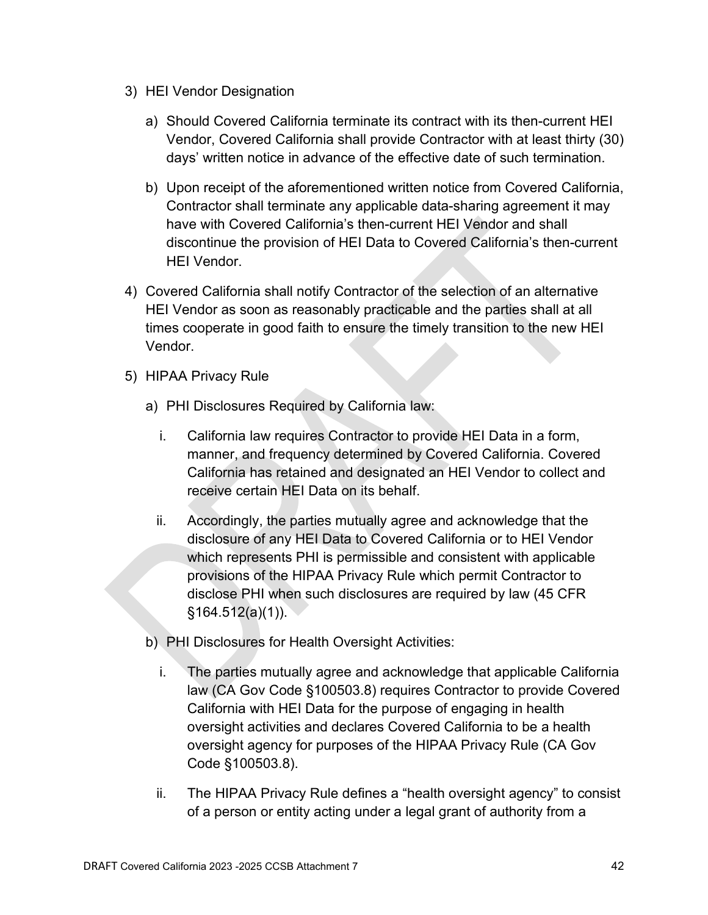3) HEI Vendor Designation

   a) Should Covered California terminate its contract with its then-current HEI Vendor, Covered California shall provide Contractor with at least thirty (30) days' written notice in advance of the effective date of such termination.

   b) Upon receipt of the aforementioned written notice from Covered California, Contractor shall terminate any applicable data-sharing agreement it may have with Covered California's then-current HEI Vendor and shall discontinue the provision of HEI Data to Covered California's then-current HEI Vendor.

4) Covered California shall notify Contractor of the selection of an alternative HEI Vendor as soon as reasonably practicable and the parties shall at all times cooperate in good faith to ensure the timely transition to the new HEI Vendor.

5) HIPAA Privacy Rule

   a) PHI Disclosures Required by California law:

      i. California law requires Contractor to provide HEI Data in a form, manner, and frequency determined by Covered California. Covered California has retained and designated an HEI Vendor to collect and receive certain HEI Data on its behalf.

      ii. Accordingly, the parties mutually agree and acknowledge that the disclosure of any HEI Data to Covered California or to HEI Vendor which represents PHI is permissible and consistent with applicable provisions of the HIPAA Privacy Rule which permit Contractor to disclose PHI when such disclosures are required by law (45 CFR §164.512(a)(1)).

   b) PHI Disclosures for Health Oversight Activities:

      i. The parties mutually agree and acknowledge that applicable California law (CA Gov Code §100503.8) requires Contractor to provide Covered California with HEI Data for the purpose of engaging in health oversight activities and declares Covered California to be a health oversight agency for purposes of the HIPAA Privacy Rule (CA Gov Code §100503.8).

      ii. The HIPAA Privacy Rule defines a "health oversight agency" to consist of a person or entity acting under a legal grant of authority from a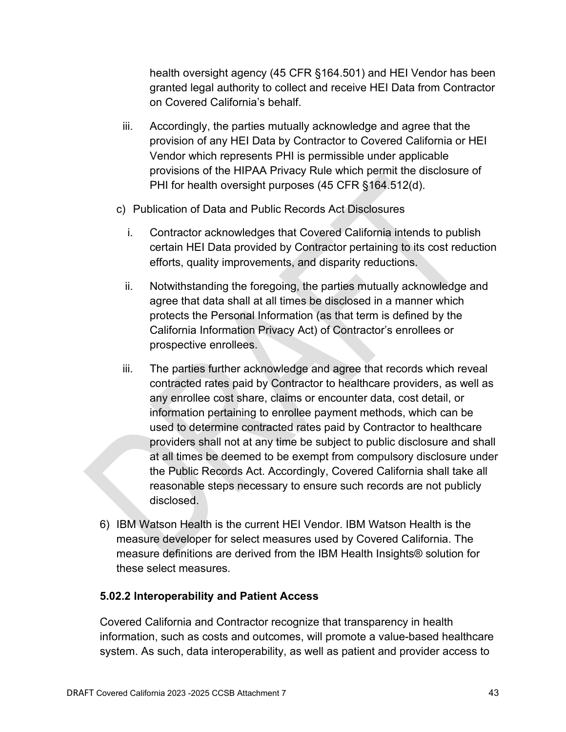health oversight agency (45 CFR §164.501) and HEI Vendor has been granted legal authority to collect and receive HEI Data from Contractor on Covered California's behalf.

iii. Accordingly, the parties mutually acknowledge and agree that the provision of any HEI Data by Contractor to Covered California or HEI Vendor which represents PHI is permissible under applicable provisions of the HIPAA Privacy Rule which permit the disclosure of PHI for health oversight purposes (45 CFR §164.512(d).

c) Publication of Data and Public Records Act Disclosures

i. Contractor acknowledges that Covered California intends to publish certain HEI Data provided by Contractor pertaining to its cost reduction efforts, quality improvements, and disparity reductions.

ii. Notwithstanding the foregoing, the parties mutually acknowledge and agree that data shall at all times be disclosed in a manner which protects the Personal Information (as that term is defined by the California Information Privacy Act) of Contractor's enrollees or prospective enrollees.

iii. The parties further acknowledge and agree that records which reveal contracted rates paid by Contractor to healthcare providers, as well as any enrollee cost share, claims or encounter data, cost detail, or information pertaining to enrollee payment methods, which can be used to determine contracted rates paid by Contractor to healthcare providers shall not at any time be subject to public disclosure and shall at all times be deemed to be exempt from compulsory disclosure under the Public Records Act. Accordingly, Covered California shall take all reasonable steps necessary to ensure such records are not publicly disclosed.

6) IBM Watson Health is the current HEI Vendor. IBM Watson Health is the measure developer for select measures used by Covered California. The measure definitions are derived from the IBM Health Insights® solution for these select measures.

### 5.02.2 Interoperability and Patient Access

Covered California and Contractor recognize that transparency in health information, such as costs and outcomes, will promote a value-based healthcare system. As such, data interoperability, as well as patient and provider access to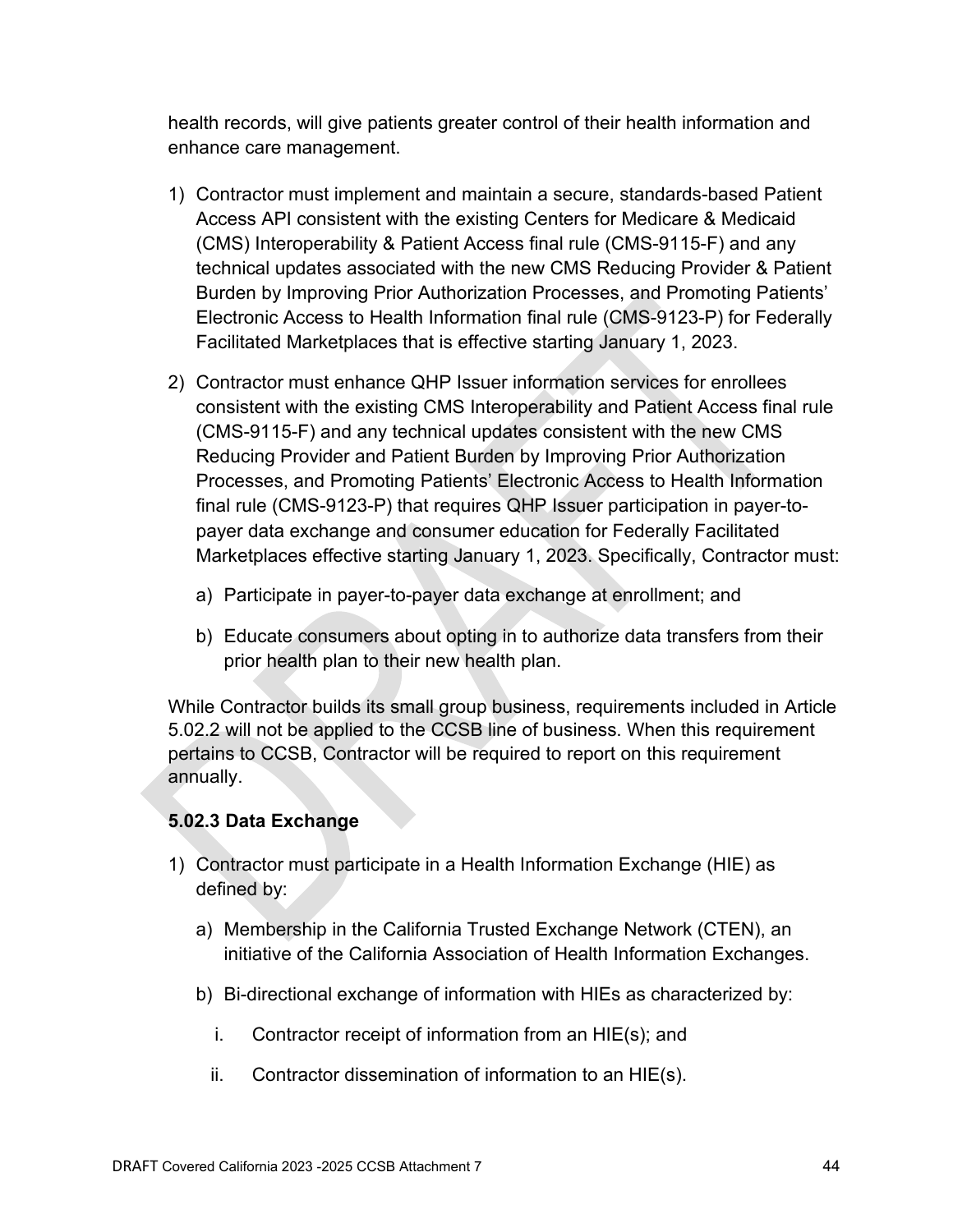health records, will give patients greater control of their health information and enhance care management.

1) Contractor must implement and maintain a secure, standards-based Patient Access API consistent with the existing Centers for Medicare & Medicaid (CMS) Interoperability & Patient Access final rule (CMS-9115-F) and any technical updates associated with the new CMS Reducing Provider & Patient Burden by Improving Prior Authorization Processes, and Promoting Patients' Electronic Access to Health Information final rule (CMS-9123-P) for Federally Facilitated Marketplaces that is effective starting January 1, 2023.

2) Contractor must enhance QHP Issuer information services for enrollees consistent with the existing CMS Interoperability and Patient Access final rule (CMS-9115-F) and any technical updates consistent with the new CMS Reducing Provider and Patient Burden by Improving Prior Authorization Processes, and Promoting Patients' Electronic Access to Health Information final rule (CMS-9123-P) that requires QHP Issuer participation in payer-to-payer data exchange and consumer education for Federally Facilitated Marketplaces effective starting January 1, 2023. Specifically, Contractor must:

   a) Participate in payer-to-payer data exchange at enrollment; and

   b) Educate consumers about opting in to authorize data transfers from their prior health plan to their new health plan.

While Contractor builds its small group business, requirements included in Article 5.02.2 will not be applied to the CCSB line of business. When this requirement pertains to CCSB, Contractor will be required to report on this requirement annually.

### 5.02.3 Data Exchange

1) Contractor must participate in a Health Information Exchange (HIE) as defined by:

   a) Membership in the California Trusted Exchange Network (CTEN), an initiative of the California Association of Health Information Exchanges.

   b) Bi-directional exchange of information with HIEs as characterized by:

      i. Contractor receipt of information from an HIE(s); and

      ii. Contractor dissemination of information to an HIE(s).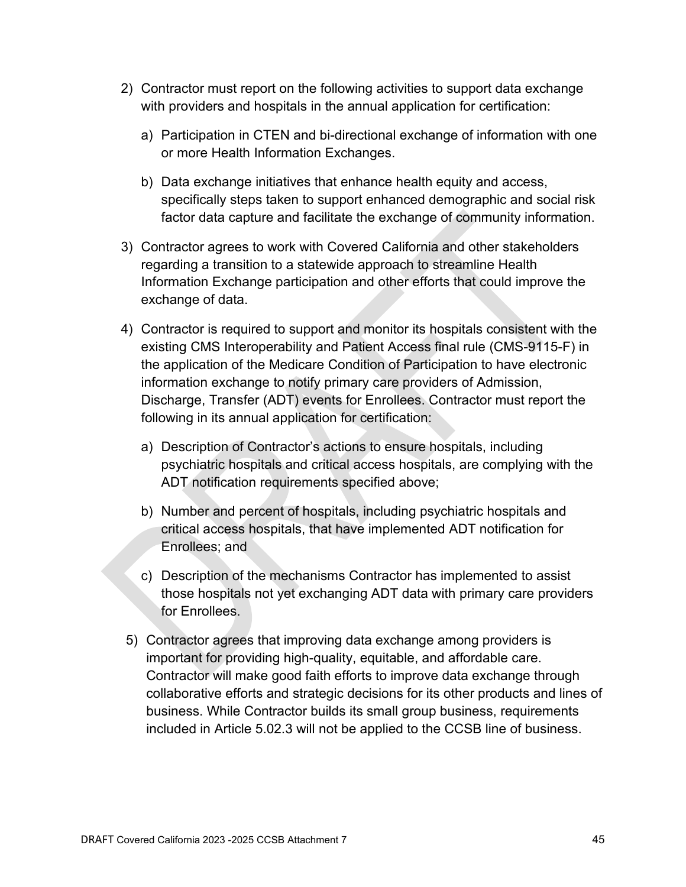2) Contractor must report on the following activities to support data exchange with providers and hospitals in the annual application for certification:

    a) Participation in CTEN and bi-directional exchange of information with one or more Health Information Exchanges.

    b) Data exchange initiatives that enhance health equity and access, specifically steps taken to support enhanced demographic and social risk factor data capture and facilitate the exchange of community information.

3) Contractor agrees to work with Covered California and other stakeholders regarding a transition to a statewide approach to streamline Health Information Exchange participation and other efforts that could improve the exchange of data.

4) Contractor is required to support and monitor its hospitals consistent with the existing CMS Interoperability and Patient Access final rule (CMS-9115-F) in the application of the Medicare Condition of Participation to have electronic information exchange to notify primary care providers of Admission, Discharge, Transfer (ADT) events for Enrollees. Contractor must report the following in its annual application for certification:

    a) Description of Contractor's actions to ensure hospitals, including psychiatric hospitals and critical access hospitals, are complying with the ADT notification requirements specified above;

    b) Number and percent of hospitals, including psychiatric hospitals and critical access hospitals, that have implemented ADT notification for Enrollees; and

    c) Description of the mechanisms Contractor has implemented to assist those hospitals not yet exchanging ADT data with primary care providers for Enrollees.

5) Contractor agrees that improving data exchange among providers is important for providing high-quality, equitable, and affordable care. Contractor will make good faith efforts to improve data exchange through collaborative efforts and strategic decisions for its other products and lines of business. While Contractor builds its small group business, requirements included in Article 5.02.3 will not be applied to the CCSB line of business.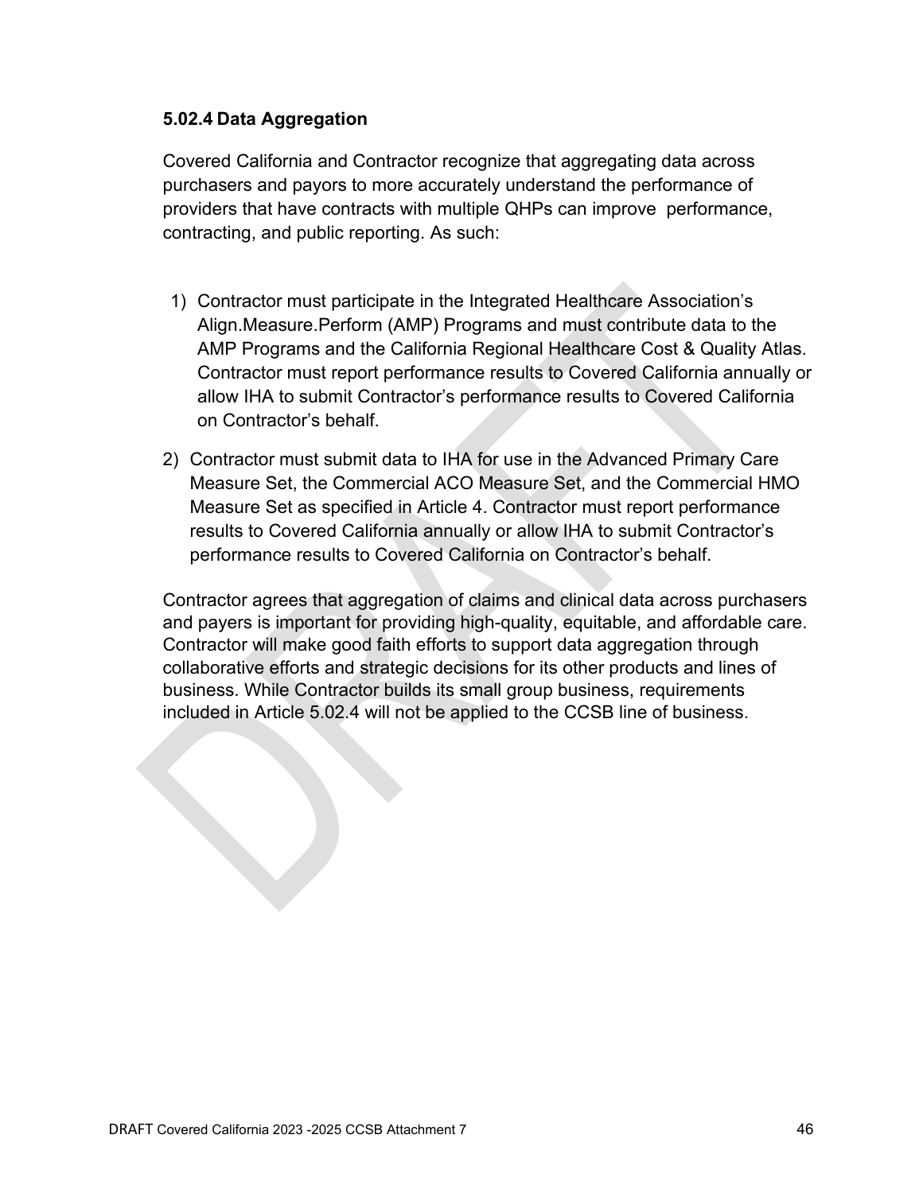### 5.02.4 Data Aggregation

Covered California and Contractor recognize that aggregating data across purchasers and payors to more accurately understand the performance of providers that have contracts with multiple QHPs can improve performance, contracting, and public reporting. As such:

1) Contractor must participate in the Integrated Healthcare Association's Align.Measure.Perform (AMP) Programs and must contribute data to the AMP Programs and the California Regional Healthcare Cost & Quality Atlas. Contractor must report performance results to Covered California annually or allow IHA to submit Contractor's performance results to Covered California on Contractor's behalf.
2) Contractor must submit data to IHA for use in the Advanced Primary Care Measure Set, the Commercial ACO Measure Set, and the Commercial HMO Measure Set as specified in Article 4. Contractor must report performance results to Covered California annually or allow IHA to submit Contractor's performance results to Covered California on Contractor's behalf.

Contractor agrees that aggregation of claims and clinical data across purchasers and payers is important for providing high-quality, equitable, and affordable care. Contractor will make good faith efforts to support data aggregation through collaborative efforts and strategic decisions for its other products and lines of business. While Contractor builds its small group business, requirements included in Article 5.02.4 will not be applied to the CCSB line of business.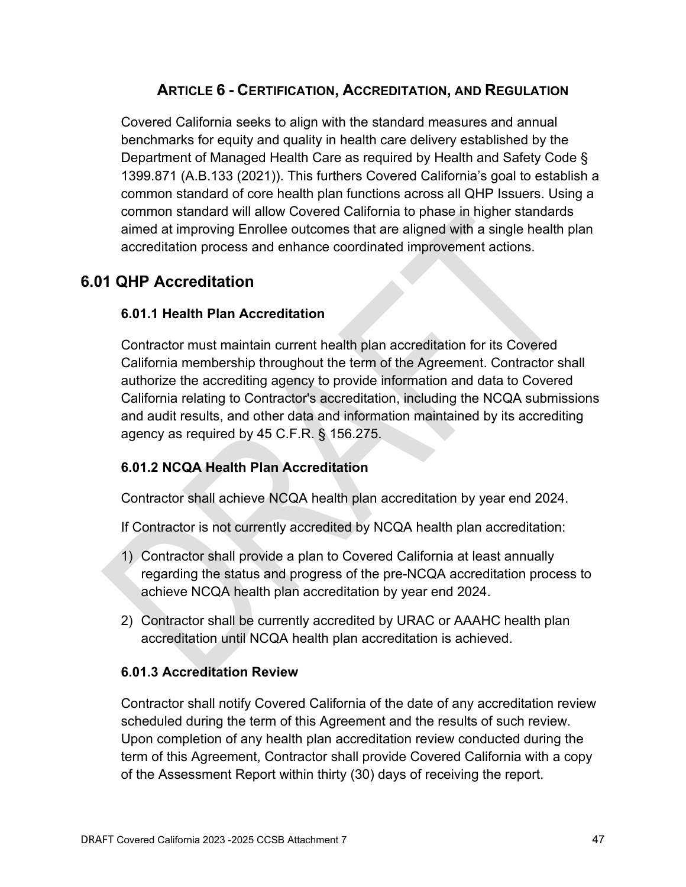## ARTICLE 6 - CERTIFICATION, ACCREDITATION, AND REGULATION

Covered California seeks to align with the standard measures and annual benchmarks for equity and quality in health care delivery established by the Department of Managed Health Care as required by Health and Safety Code § 1399.871 (A.B.133 (2021)). This furthers Covered California's goal to establish a common standard of core health plan functions across all QHP Issuers. Using a common standard will allow Covered California to phase in higher standards aimed at improving Enrollee outcomes that are aligned with a single health plan accreditation process and enhance coordinated improvement actions.

## 6.01 QHP Accreditation

### 6.01.1 Health Plan Accreditation

Contractor must maintain current health plan accreditation for its Covered California membership throughout the term of the Agreement. Contractor shall authorize the accrediting agency to provide information and data to Covered California relating to Contractor's accreditation, including the NCQA submissions and audit results, and other data and information maintained by its accrediting agency as required by 45 C.F.R. § 156.275.

### 6.01.2 NCQA Health Plan Accreditation

Contractor shall achieve NCQA health plan accreditation by year end 2024.

If Contractor is not currently accredited by NCQA health plan accreditation:

1) Contractor shall provide a plan to Covered California at least annually regarding the status and progress of the pre-NCQA accreditation process to achieve NCQA health plan accreditation by year end 2024.
2) Contractor shall be currently accredited by URAC or AAAHC health plan accreditation until NCQA health plan accreditation is achieved.

### 6.01.3 Accreditation Review

Contractor shall notify Covered California of the date of any accreditation review scheduled during the term of this Agreement and the results of such review. Upon completion of any health plan accreditation review conducted during the term of this Agreement, Contractor shall provide Covered California with a copy of the Assessment Report within thirty (30) days of receiving the report.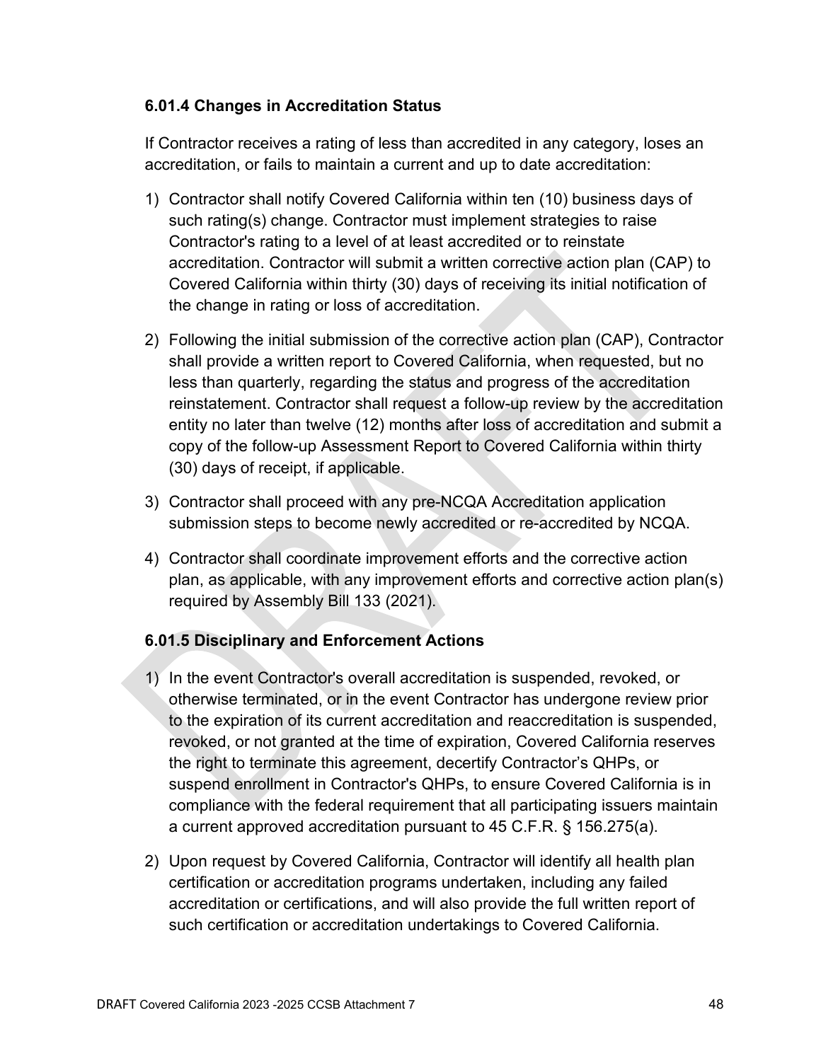### 6.01.4 Changes in Accreditation Status

If Contractor receives a rating of less than accredited in any category, loses an accreditation, or fails to maintain a current and up to date accreditation:

1) Contractor shall notify Covered California within ten (10) business days of such rating(s) change. Contractor must implement strategies to raise Contractor's rating to a level of at least accredited or to reinstate accreditation. Contractor will submit a written corrective action plan (CAP) to Covered California within thirty (30) days of receiving its initial notification of the change in rating or loss of accreditation.
2) Following the initial submission of the corrective action plan (CAP), Contractor shall provide a written report to Covered California, when requested, but no less than quarterly, regarding the status and progress of the accreditation reinstatement. Contractor shall request a follow-up review by the accreditation entity no later than twelve (12) months after loss of accreditation and submit a copy of the follow-up Assessment Report to Covered California within thirty (30) days of receipt, if applicable.
3) Contractor shall proceed with any pre-NCQA Accreditation application submission steps to become newly accredited or re-accredited by NCQA.
4) Contractor shall coordinate improvement efforts and the corrective action plan, as applicable, with any improvement efforts and corrective action plan(s) required by Assembly Bill 133 (2021).

### 6.01.5 Disciplinary and Enforcement Actions

1) In the event Contractor's overall accreditation is suspended, revoked, or otherwise terminated, or in the event Contractor has undergone review prior to the expiration of its current accreditation and reaccreditation is suspended, revoked, or not granted at the time of expiration, Covered California reserves the right to terminate this agreement, decertify Contractor's QHPs, or suspend enrollment in Contractor's QHPs, to ensure Covered California is in compliance with the federal requirement that all participating issuers maintain a current approved accreditation pursuant to 45 C.F.R. § 156.275(a).
2) Upon request by Covered California, Contractor will identify all health plan certification or accreditation programs undertaken, including any failed accreditation or certifications, and will also provide the full written report of such certification or accreditation undertakings to Covered California.